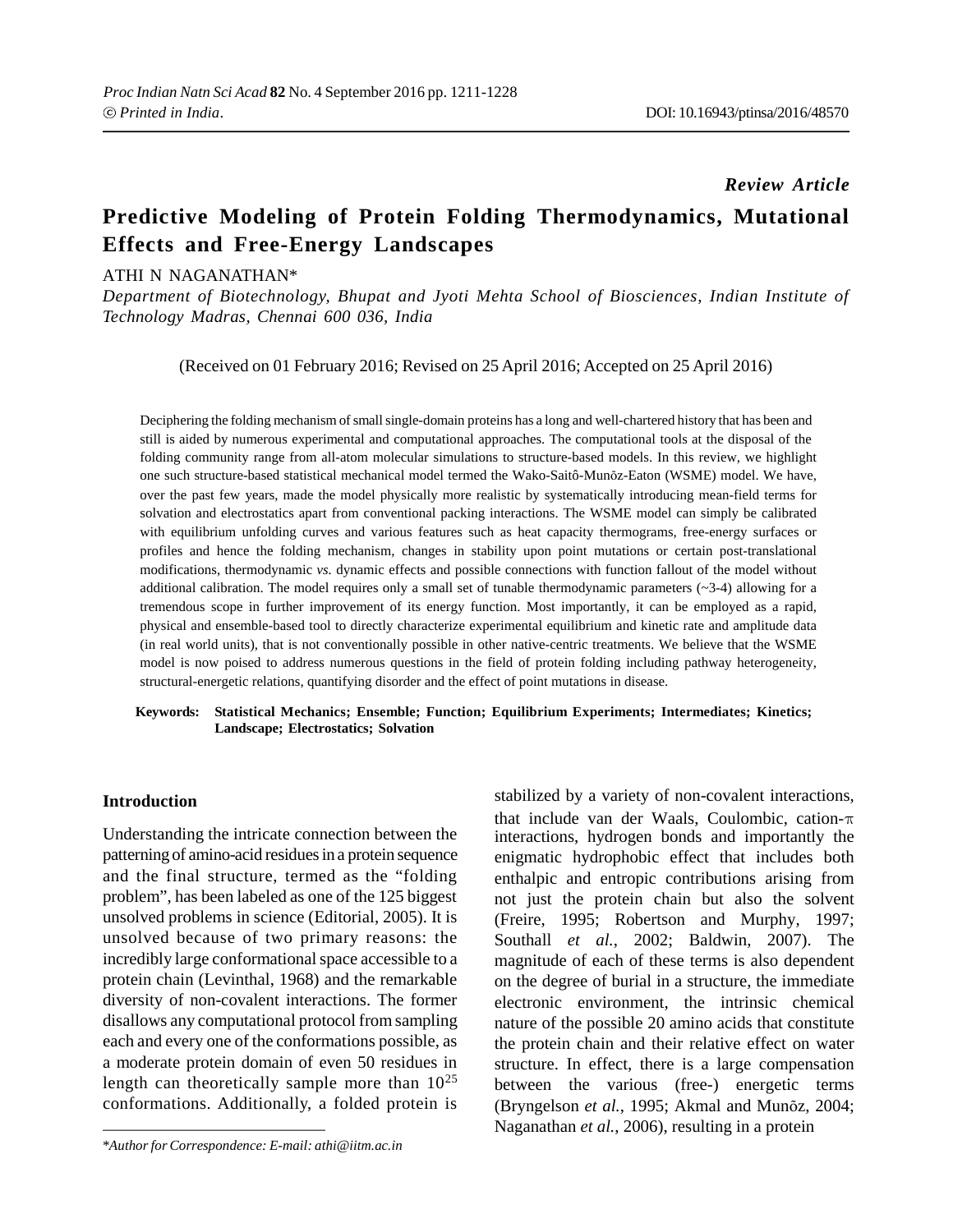*Review Article*

# Predictive Modeling of Protein Folding Thermodynamics, Mutational Effects and Free-Energy Landscapes

ATHI N NAGANATHAN*

*Department of Biotechnology, Bhupat and Jyoti Mehta School of Biosciences, Indian Institute of Technology Madras, Chennai 600 036, India*

(Received on 01 February 2016; Revised on 25 April 2016; Accepted on 25 April 2016)

Deciphering the folding mechanism of small single-domain proteins has a long and well-chartered history that has been and still is aided by numerous experimental and computational approaches. The computational tools at the disposal of the folding community range from all-atom molecular simulations to structure-based models. In this review, we highlight one such structure-based statistical mechanical model termed the Wako-Saitô-Munõz-Eaton (WSME) model. We have, over the past few years, made the model physically more realistic by systematically introducing mean-field terms for solvation and electrostatics apart from conventional packing interactions. The WSME model can simply be calibrated with equilibrium unfolding curves and various features such as heat capacity thermograms, free-energy surfaces or profiles and hence the folding mechanism, changes in stability upon point mutations or certain post-translational modifications, thermodynamic *vs.* dynamic effects and possible connections with function fallout of the model without additional calibration. The model requires only a small set of tunable thermodynamic parameters (~3-4) allowing for a tremendous scope in further improvement of its energy function. Most importantly, it can be employed as a rapid, physical and ensemble-based tool to directly characterize experimental equilibrium and kinetic rate and amplitude data (in real world units), that is not conventionally possible in other native-centric treatments. We believe that the WSME model is now poised to address numerous questions in the field of protein folding including pathway heterogeneity, structural-energetic relations, quantifying disorder and the effect of point mutations in disease.

**Keywords:** **Statistical Mechanics; Ensemble; Function; Equilibrium Experiments; Intermediates; Kinetics; Landscape; Electrostatics; Solvation**

## Introduction

Understanding the intricate connection between the patterning of amino-acid residues in a protein sequence and the final structure, termed as the "folding problem", has been labeled as one of the 125 biggest unsolved problems in science (Editorial, 2005). It is unsolved because of two primary reasons: the incredibly large conformational space accessible to a protein chain (Levinthal, 1968) and the remarkable diversity of non-covalent interactions. The former disallows any computational protocol from sampling each and every one of the conformations possible, as a moderate protein domain of even 50 residues in length can theoretically sample more than $10^{25}$ conformations. Additionally, a folded protein is stabilized by a variety of non-covalent interactions, that include van der Waals, Coulombic, cation-$\pi$ interactions, hydrogen bonds and importantly the enigmatic hydrophobic effect that includes both enthalpic and entropic contributions arising from not just the protein chain but also the solvent (Freire, 1995; Robertson and Murphy, 1997; Southall *et al.*, 2002; Baldwin, 2007). The magnitude of each of these terms is also dependent on the degree of burial in a structure, the immediate electronic environment, the intrinsic chemical nature of the possible 20 amino acids that constitute the protein chain and their relative effect on water structure. In effect, there is a large compensation between the various (free-) energetic terms (Bryngelson *et al.*, 1995; Akmal and Munõz, 2004; Naganathan *et al.*, 2006), resulting in a protein

*Author for Correspondence: E-mail: athi@iitm.ac.in*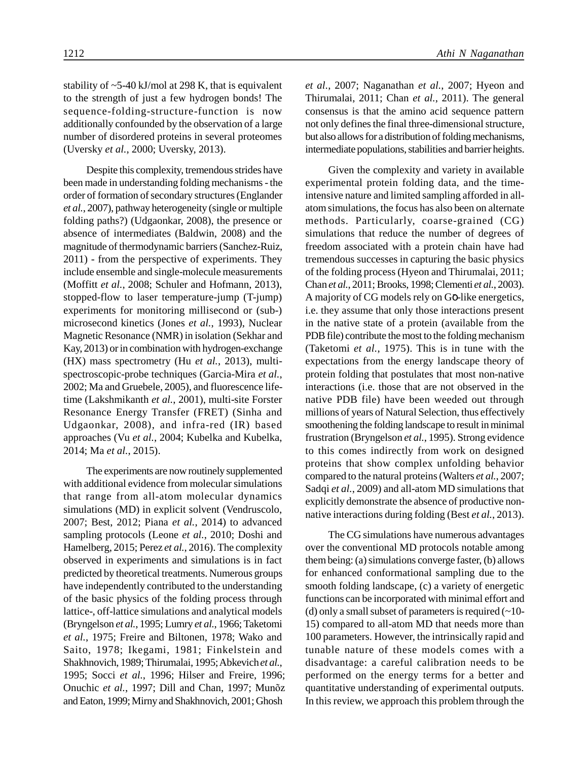stability of ~5-40 kJ/mol at 298 K, that is equivalent to the strength of just a few hydrogen bonds! The sequence-folding-structure-function is now additionally confounded by the observation of a large number of disordered proteins in several proteomes (Uversky *et al.*, 2000; Uversky, 2013).

Despite this complexity, tremendous strides have been made in understanding folding mechanisms - the order of formation of secondary structures (Englander *et al.*, 2007), pathway heterogeneity (single or multiple folding paths?) (Udgaonkar, 2008), the presence or absence of intermediates (Baldwin, 2008) and the magnitude of thermodynamic barriers (Sanchez-Ruiz, 2011) - from the perspective of experiments. They include ensemble and single-molecule measurements (Moffitt *et al.*, 2008; Schuler and Hofmann, 2013), stopped-flow to laser temperature-jump (T-jump) experiments for monitoring millisecond or (sub-) microsecond kinetics (Jones *et al.*, 1993), Nuclear Magnetic Resonance (NMR) in isolation (Sekhar and Kay, 2013) or in combination with hydrogen-exchange (HX) mass spectrometry (Hu *et al.*, 2013), multi-spectroscopic-probe techniques (Garcia-Mira *et al.*, 2002; Ma and Gruebele, 2005), and fluorescence life-time (Lakshmikanth *et al.*, 2001), multi-site Forster Resonance Energy Transfer (FRET) (Sinha and Udgaonkar, 2008), and infra-red (IR) based approaches (Vu *et al.*, 2004; Kubelka and Kubelka, 2014; Ma *et al.*, 2015).

The experiments are now routinely supplemented with additional evidence from molecular simulations that range from all-atom molecular dynamics simulations (MD) in explicit solvent (Vendruscolo, 2007; Best, 2012; Piana *et al.*, 2014) to advanced sampling protocols (Leone *et al.*, 2010; Doshi and Hamelberg, 2015; Perez *et al.*, 2016). The complexity observed in experiments and simulations is in fact predicted by theoretical treatments. Numerous groups have independently contributed to the understanding of the basic physics of the folding process through lattice-, off-lattice simulations and analytical models (Bryngelson *et al.*, 1995; Lumry *et al.*, 1966; Taketomi *et al.*, 1975; Freire and Biltonen, 1978; Wako and Saito, 1978; Ikegami, 1981; Finkelstein and Shakhnovich, 1989; Thirumalai, 1995; Abkevich *et al.*, 1995; Socci *et al.*, 1996; Hilser and Freire, 1996; Onuchic *et al.*, 1997; Dill and Chan, 1997; Munõz and Eaton, 1999; Mirny and Shakhnovich, 2001; Ghosh *et al.*, 2007; Naganathan *et al.*, 2007; Hyeon and Thirumalai, 2011; Chan *et al.*, 2011). The general consensus is that the amino acid sequence pattern not only defines the final three-dimensional structure, but also allows for a distribution of folding mechanisms, intermediate populations, stabilities and barrier heights.

Given the complexity and variety in available experimental protein folding data, and the time-intensive nature and limited sampling afforded in all-atom simulations, the focus has also been on alternate methods. Particularly, coarse-grained (CG) simulations that reduce the number of degrees of freedom associated with a protein chain have had tremendous successes in capturing the basic physics of the folding process (Hyeon and Thirumalai, 2011; Chan *et al.*, 2011; Brooks, 1998; Clementi *et al.*, 2003). A majority of CG models rely on Gō-like energetics, i.e. they assume that only those interactions present in the native state of a protein (available from the PDB file) contribute the most to the folding mechanism (Taketomi *et al.*, 1975). This is in tune with the expectations from the energy landscape theory of protein folding that postulates that most non-native interactions (i.e. those that are not observed in the native PDB file) have been weeded out through millions of years of Natural Selection, thus effectively smoothening the folding landscape to result in minimal frustration (Bryngelson *et al.*, 1995). Strong evidence to this comes indirectly from work on designed proteins that show complex unfolding behavior compared to the natural proteins (Walters *et al.*, 2007; Sadqi *et al.*, 2009) and all-atom MD simulations that explicitly demonstrate the absence of productive non-native interactions during folding (Best *et al.*, 2013).

The CG simulations have numerous advantages over the conventional MD protocols notable among them being: (a) simulations converge faster, (b) allows for enhanced conformational sampling due to the smooth folding landscape, (c) a variety of energetic functions can be incorporated with minimal effort and (d) only a small subset of parameters is required (~10-15) compared to all-atom MD that needs more than 100 parameters. However, the intrinsically rapid and tunable nature of these models comes with a disadvantage: a careful calibration needs to be performed on the energy terms for a better and quantitative understanding of experimental outputs. In this review, we approach this problem through the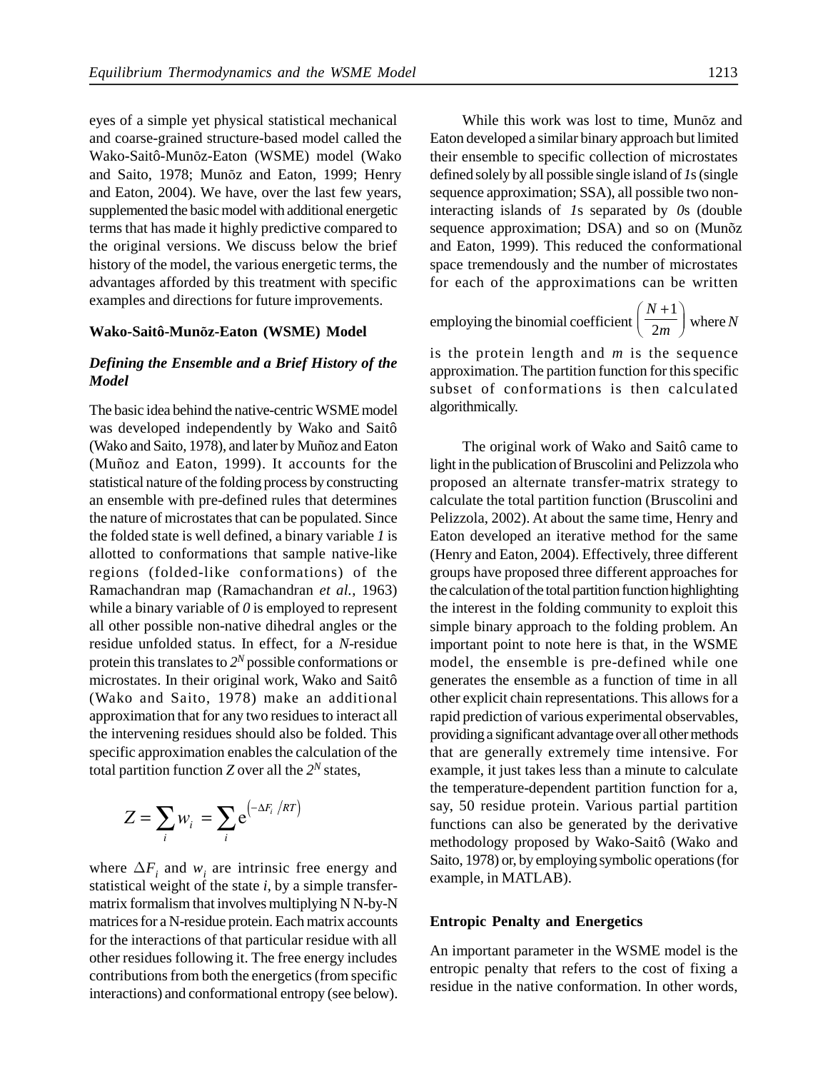eyes of a simple yet physical statistical mechanical and coarse-grained structure-based model called the Wako-Saitô-Munõz-Eaton (WSME) model (Wako and Saito, 1978; Munõz and Eaton, 1999; Henry and Eaton, 2004). We have, over the last few years, supplemented the basic model with additional energetic terms that has made it highly predictive compared to the original versions. We discuss below the brief history of the model, the various energetic terms, the advantages afforded by this treatment with specific examples and directions for future improvements.

## Wako-Saitô-Munõz-Eaton (WSME) Model

### *Defining the Ensemble and a Brief History of the Model*

The basic idea behind the native-centric WSME model was developed independently by Wako and Saitô (Wako and Saito, 1978), and later by Muñoz and Eaton (Muñoz and Eaton, 1999). It accounts for the statistical nature of the folding process by constructing an ensemble with pre-defined rules that determines the nature of microstates that can be populated. Since the folded state is well defined, a binary variable *1* is allotted to conformations that sample native-like regions (folded-like conformations) of the Ramachandran map (Ramachandran *et al.*, 1963) while a binary variable of *0* is employed to represent all other possible non-native dihedral angles or the residue unfolded status. In effect, for a *N*-residue protein this translates to $2^N$ possible conformations or microstates. In their original work, Wako and Saitô (Wako and Saito, 1978) make an additional approximation that for any two residues to interact all the intervening residues should also be folded. This specific approximation enables the calculation of the total partition function $Z$ over all the $2^N$ states,

$$Z = \sum_i w_i = \sum_i e^{\left(-\Delta F_i / RT\right)}$$

where $\Delta F_i$ and $w_i$ are intrinsic free energy and statistical weight of the state $i$, by a simple transfer-matrix formalism that involves multiplying N N-by-N matrices for a N-residue protein. Each matrix accounts for the interactions of that particular residue with all other residues following it. The free energy includes contributions from both the energetics (from specific interactions) and conformational entropy (see below).

While this work was lost to time, Munõz and Eaton developed a similar binary approach but limited their ensemble to specific collection of microstates defined solely by all possible single island of *1*s (single sequence approximation; SSA), all possible two non-interacting islands of *1*s separated by *0*s (double sequence approximation; DSA) and so on (Munõz and Eaton, 1999). This reduced the conformational space tremendously and the number of microstates for each of the approximations can be written employing the binomial coefficient $\left(\dfrac{N+1}{2m}\right)$ where $N$ is the protein length and $m$ is the sequence approximation. The partition function for this specific subset of conformations is then calculated algorithmically.

The original work of Wako and Saitô came to light in the publication of Bruscolini and Pelizzola who proposed an alternate transfer-matrix strategy to calculate the total partition function (Bruscolini and Pelizzola, 2002). At about the same time, Henry and Eaton developed an iterative method for the same (Henry and Eaton, 2004). Effectively, three different groups have proposed three different approaches for the calculation of the total partition function highlighting the interest in the folding community to exploit this simple binary approach to the folding problem. An important point to note here is that, in the WSME model, the ensemble is pre-defined while one generates the ensemble as a function of time in all other explicit chain representations. This allows for a rapid prediction of various experimental observables, providing a significant advantage over all other methods that are generally extremely time intensive. For example, it just takes less than a minute to calculate the temperature-dependent partition function for a, say, 50 residue protein. Various partial partition functions can also be generated by the derivative methodology proposed by Wako-Saitô (Wako and Saito, 1978) or, by employing symbolic operations (for example, in MATLAB).

## Entropic Penalty and Energetics

An important parameter in the WSME model is the entropic penalty that refers to the cost of fixing a residue in the native conformation. In other words,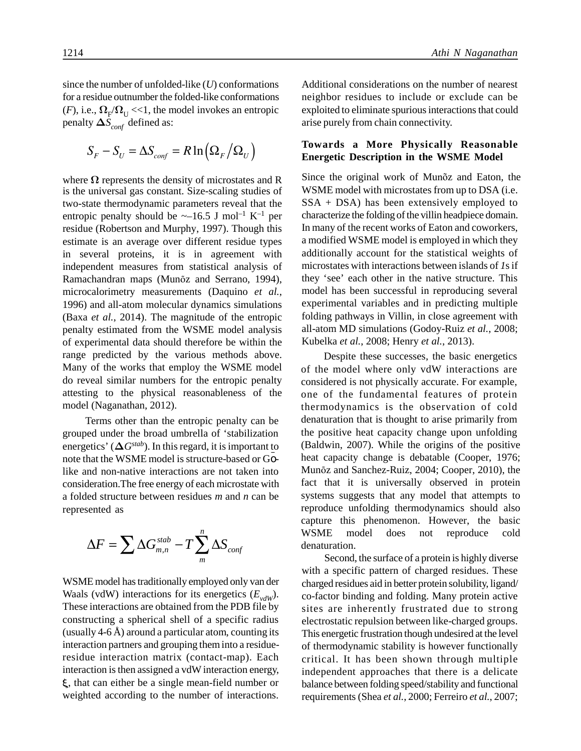since the number of unfolded-like ($U$) conformations for a residue outnumber the folded-like conformations ($F$), i.e., $\Omega_F/\Omega_U$ <<1, the model invokes an entropic penalty $\Delta S_{conf}$ defined as:

$$S_F - S_U = \Delta S_{conf} = R\ln\left(\Omega_F/\Omega_U\right)$$

where $\Omega$ represents the density of microstates and R is the universal gas constant. Size-scaling studies of two-state thermodynamic parameters reveal that the entropic penalty should be ~–16.5 J mol$^{-1}$ K$^{-1}$ per residue (Robertson and Murphy, 1997). Though this estimate is an average over different residue types in several proteins, it is in agreement with independent measures from statistical analysis of Ramachandran maps (Munõz and Serrano, 1994), microcalorimetry measurements (Daquino *et al.*, 1996) and all-atom molecular dynamics simulations (Baxa *et al.*, 2014). The magnitude of the entropic penalty estimated from the WSME model analysis of experimental data should therefore be within the range predicted by the various methods above. Many of the works that employ the WSME model do reveal similar numbers for the entropic penalty attesting to the physical reasonableness of the model (Naganathan, 2012).

Terms other than the entropic penalty can be grouped under the broad umbrella of 'stabilization energetics' ($\Delta G^{stab}$). In this regard, it is important to note that the WSME model is structure-based or Gō-like and non-native interactions are not taken into consideration.The free energy of each microstate with a folded structure between residues $m$ and $n$ can be represented as

$$\Delta F = \sum \Delta G^{stab}_{m,n} - T\sum_{m}^{n} \Delta S_{conf}$$

WSME model has traditionally employed only van der Waals (vdW) interactions for its energetics ($E_{vdW}$). These interactions are obtained from the PDB file by constructing a spherical shell of a specific radius (usually 4-6 Å) around a particular atom, counting its interaction partners and grouping them into a residue-residue interaction matrix (contact-map). Each interaction is then assigned a vdW interaction energy, $\xi$, that can either be a single mean-field number or weighted according to the number of interactions. Additional considerations on the number of nearest neighbor residues to include or exclude can be exploited to eliminate spurious interactions that could arise purely from chain connectivity.

## Towards a More Physically Reasonable Energetic Description in the WSME Model

Since the original work of Munõz and Eaton, the WSME model with microstates from up to DSA (i.e. SSA + DSA) has been extensively employed to characterize the folding of the villin headpiece domain. In many of the recent works of Eaton and coworkers, a modified WSME model is employed in which they additionally account for the statistical weights of microstates with interactions between islands of *1*s if they 'see' each other in the native structure. This model has been successful in reproducing several experimental variables and in predicting multiple folding pathways in Villin, in close agreement with all-atom MD simulations (Godoy-Ruiz *et al.*, 2008; Kubelka *et al.*, 2008; Henry *et al.*, 2013).

Despite these successes, the basic energetics of the model where only vdW interactions are considered is not physically accurate. For example, one of the fundamental features of protein thermodynamics is the observation of cold denaturation that is thought to arise primarily from the positive heat capacity change upon unfolding (Baldwin, 2007). While the origins of the positive heat capacity change is debatable (Cooper, 1976; Munõz and Sanchez-Ruiz, 2004; Cooper, 2010), the fact that it is universally observed in protein systems suggests that any model that attempts to reproduce unfolding thermodynamics should also capture this phenomenon. However, the basic WSME model does not reproduce cold denaturation.

Second, the surface of a protein is highly diverse with a specific pattern of charged residues. These charged residues aid in better protein solubility, ligand/co-factor binding and folding. Many protein active sites are inherently frustrated due to strong electrostatic repulsion between like-charged groups. This energetic frustration though undesired at the level of thermodynamic stability is however functionally critical. It has been shown through multiple independent approaches that there is a delicate balance between folding speed/stability and functional requirements (Shea *et al.*, 2000; Ferreiro *et al.*, 2007;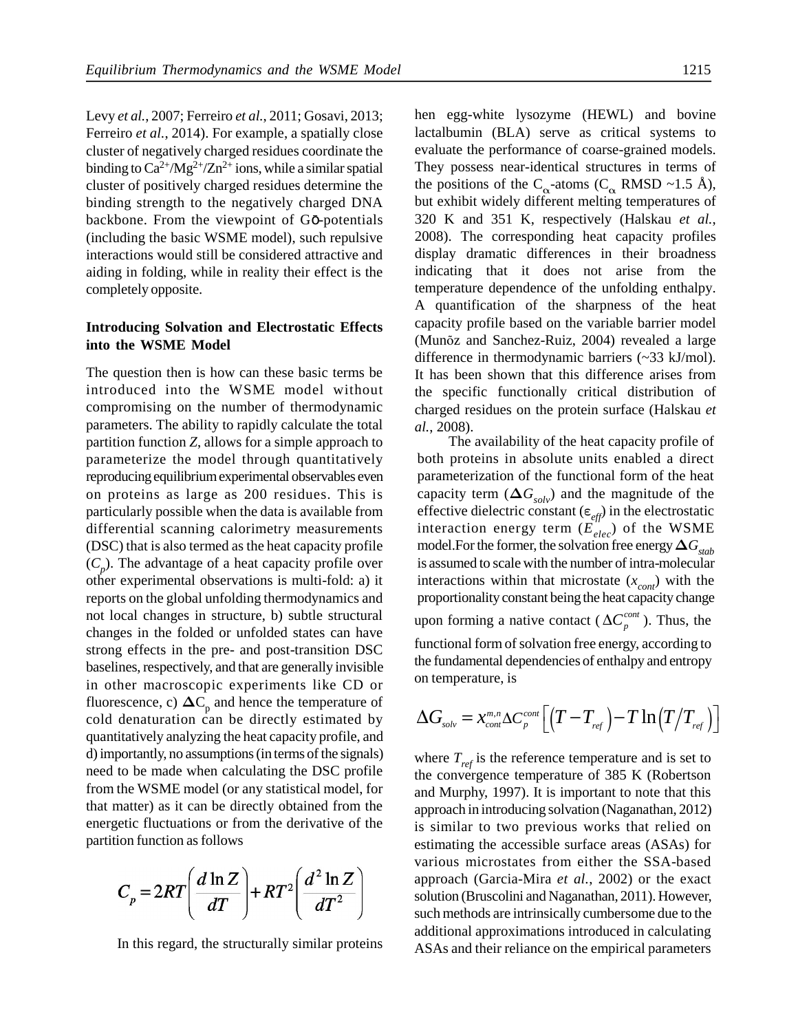Levy *et al.*, 2007; Ferreiro *et al.*, 2011; Gosavi, 2013; Ferreiro *et al.*, 2014). For example, a spatially close cluster of negatively charged residues coordinate the binding to $Ca^{2+}/Mg^{2+}/Zn^{2+}$ ions, while a similar spatial cluster of positively charged residues determine the binding strength to the negatively charged DNA backbone. From the viewpoint of Gō-potentials (including the basic WSME model), such repulsive interactions would still be considered attractive and aiding in folding, while in reality their effect is the completely opposite.

**Introducing Solvation and Electrostatic Effects into the WSME Model**

The question then is how can these basic terms be introduced into the WSME model without compromising on the number of thermodynamic parameters. The ability to rapidly calculate the total partition function *Z*, allows for a simple approach to parameterize the model through quantitatively reproducing equilibrium experimental observables even on proteins as large as 200 residues. This is particularly possible when the data is available from differential scanning calorimetry measurements (DSC) that is also termed as the heat capacity profile ($C_p$). The advantage of a heat capacity profile over other experimental observations is multi-fold: a) it reports on the global unfolding thermodynamics and not local changes in structure, b) subtle structural changes in the folded or unfolded states can have strong effects in the pre- and post-transition DSC baselines, respectively, and that are generally invisible in other macroscopic experiments like CD or fluorescence, c) $\Delta C_p$ and hence the temperature of cold denaturation can be directly estimated by quantitatively analyzing the heat capacity profile, and d) importantly, no assumptions (in terms of the signals) need to be made when calculating the DSC profile from the WSME model (or any statistical model, for that matter) as it can be directly obtained from the energetic fluctuations or from the derivative of the partition function as follows

$$C_p = 2RT\left(\frac{d\ln Z}{dT}\right) + RT^2\left(\frac{d^2 \ln Z}{dT^2}\right)$$

In this regard, the structurally similar proteins hen egg-white lysozyme (HEWL) and bovine lactalbumin (BLA) serve as critical systems to evaluate the performance of coarse-grained models. They possess near-identical structures in terms of the positions of the $C_\alpha$-atoms ($C_\alpha$ RMSD ~1.5 Å), but exhibit widely different melting temperatures of 320 K and 351 K, respectively (Halskau *et al.*, 2008). The corresponding heat capacity profiles display dramatic differences in their broadness indicating that it does not arise from the temperature dependence of the unfolding enthalpy. A quantification of the sharpness of the heat capacity profile based on the variable barrier model (Munõz and Sanchez-Ruiz, 2004) revealed a large difference in thermodynamic barriers (~33 kJ/mol). It has been shown that this difference arises from the specific functionally critical distribution of charged residues on the protein surface (Halskau *et al.*, 2008).

The availability of the heat capacity profile of both proteins in absolute units enabled a direct parameterization of the functional form of the heat capacity term ($\Delta G_{solv}$) and the magnitude of the effective dielectric constant ($\varepsilon_{eff}$) in the electrostatic interaction energy term ($E_{elec}$) of the WSME model. For the former, the solvation free energy $\Delta G_{stab}$ is assumed to scale with the number of intra-molecular interactions within that microstate ($x_{cont}$) with the proportionality constant being the heat capacity change upon forming a native contact ($\Delta C_p^{cont}$). Thus, the functional form of solvation free energy, according to the fundamental dependencies of enthalpy and entropy on temperature, is

$$\Delta G_{solv} = x_{cont}^{m,n} \Delta C_p^{cont}\left[\left(T - T_{ref}\right) - T\ln\left(T/T_{ref}\right)\right]$$

where $T_{ref}$ is the reference temperature and is set to the convergence temperature of 385 K (Robertson and Murphy, 1997). It is important to note that this approach in introducing solvation (Naganathan, 2012) is similar to two previous works that relied on estimating the accessible surface areas (ASAs) for various microstates from either the SSA-based approach (Garcia-Mira *et al.*, 2002) or the exact solution (Bruscolini and Naganathan, 2011). However, such methods are intrinsically cumbersome due to the additional approximations introduced in calculating ASAs and their reliance on the empirical parameters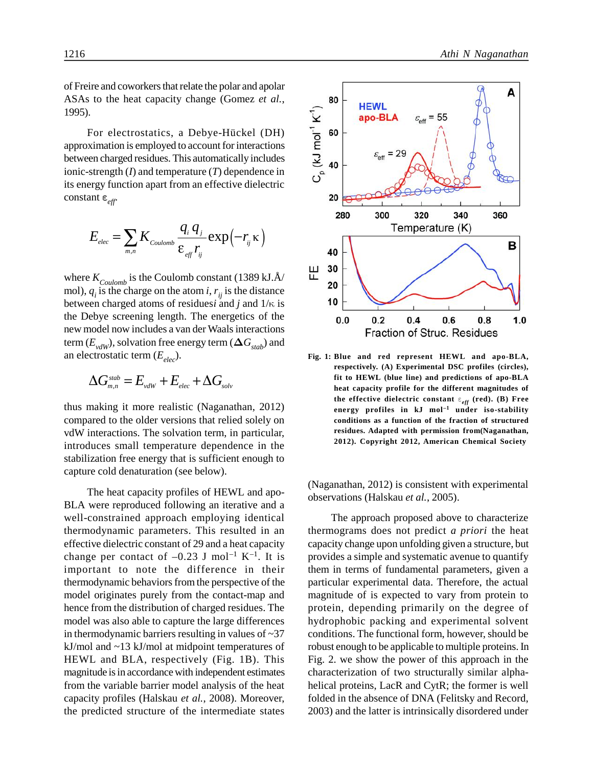of Freire and coworkers that relate the polar and apolar ASAs to the heat capacity change (Gomez *et al.*, 1995).

For electrostatics, a Debye-Hückel (DH) approximation is employed to account for interactions between charged residues. This automatically includes ionic-strength ($I$) and temperature ($T$) dependence in its energy function apart from an effective dielectric constant $\varepsilon_{eff}$.

$$E_{elec} = \sum_{m,n} K_{Coulomb} \frac{q_i q_j}{\varepsilon_{eff} r_{ij}} \exp\left(-r_{ij}\kappa\right)$$

where $K_{Coulomb}$ is the Coulomb constant (1389 kJ.Å/mol), $q_i$ is the charge on the atom $i$, $r_{ij}$ is the distance between charged atoms of residues $i$ and $j$ and $1/\kappa$ is the Debye screening length. The energetics of the new model now includes a van der Waals interactions term ($E_{vdW}$), solvation free energy term ($\Delta G_{stab}$) and an electrostatic term ($E_{elec}$).

$$\Delta G_{m,n}^{stab} = E_{vdW} + E_{elec} + \Delta G_{solv}$$

thus making it more realistic (Naganathan, 2012) compared to the older versions that relied solely on vdW interactions. The solvation term, in particular, introduces small temperature dependence in the stabilization free energy that is sufficient enough to capture cold denaturation (see below).

The heat capacity profiles of HEWL and apo-BLA were reproduced following an iterative and a well-constrained approach employing identical thermodynamic parameters. This resulted in an effective dielectric constant of 29 and a heat capacity change per contact of –0.23 J mol$^{-1}$ K$^{-1}$. It is important to note the difference in their thermodynamic behaviors from the perspective of the model originates purely from the contact-map and hence from the distribution of charged residues. The model was also able to capture the large differences in thermodynamic barriers resulting in values of ~37 kJ/mol and ~13 kJ/mol at midpoint temperatures of HEWL and BLA, respectively (Fig. 1B). This magnitude is in accordance with independent estimates from the variable barrier model analysis of the heat capacity profiles (Halskau *et al.*, 2008). Moreover, the predicted structure of the intermediate states (Naganathan, 2012) is consistent with experimental observations (Halskau *et al.*, 2005).

**Fig. 1: Blue and red represent HEWL and apo-BLA, respectively. (A) Experimental DSC profiles (circles), fit to HEWL (blue line) and predictions of apo-BLA heat capacity profile for the different magnitudes of the effective dielectric constant $\varepsilon_{eff}$ (red). (B) Free energy profiles in kJ mol$^{-1}$ under iso-stability conditions as a function of the fraction of structured residues. Adapted with permission from(Naganathan, 2012). Copyright 2012, American Chemical Society**

The approach proposed above to characterize thermograms does not predict *a priori* the heat capacity change upon unfolding given a structure, but provides a simple and systematic avenue to quantify them in terms of fundamental parameters, given a particular experimental data. Therefore, the actual magnitude of is expected to vary from protein to protein, depending primarily on the degree of hydrophobic packing and experimental solvent conditions. The functional form, however, should be robust enough to be applicable to multiple proteins. In Fig. 2. we show the power of this approach in the characterization of two structurally similar alpha-helical proteins, LacR and CytR; the former is well folded in the absence of DNA (Felitsky and Record, 2003) and the latter is intrinsically disordered under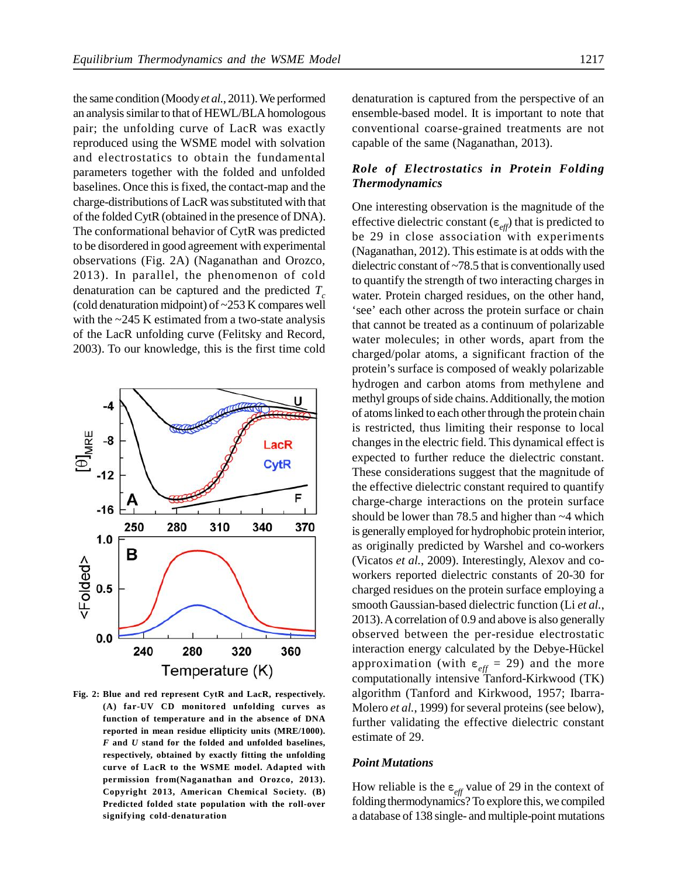the same condition (Moody *et al.*, 2011). We performed an analysis similar to that of HEWL/BLA homologous pair; the unfolding curve of LacR was exactly reproduced using the WSME model with solvation and electrostatics to obtain the fundamental parameters together with the folded and unfolded baselines. Once this is fixed, the contact-map and the charge-distributions of LacR was substituted with that of the folded CytR (obtained in the presence of DNA). The conformational behavior of CytR was predicted to be disordered in good agreement with experimental observations (Fig. 2A) (Naganathan and Orozco, 2013). In parallel, the phenomenon of cold denaturation can be captured and the predicted $T_c$ (cold denaturation midpoint) of ~253 K compares well with the ~245 K estimated from a two-state analysis of the LacR unfolding curve (Felitsky and Record, 2003). To our knowledge, this is the first time cold denaturation is captured from the perspective of an ensemble-based model. It is important to note that conventional coarse-grained treatments are not capable of the same (Naganathan, 2013).

**Fig. 2: Blue and red represent CytR and LacR, respectively. (A) far-UV CD monitored unfolding curves as function of temperature and in the absence of DNA reported in mean residue ellipticity units (MRE/1000). *F* and *U* stand for the folded and unfolded baselines, respectively, obtained by exactly fitting the unfolding curve of LacR to the WSME model. Adapted with permission from(Naganathan and Orozco, 2013). Copyright 2013, American Chemical Society. (B) Predicted folded state population with the roll-over signifying cold-denaturation**

### *Role of Electrostatics in Protein Folding Thermodynamics*

One interesting observation is the magnitude of the effective dielectric constant ($\varepsilon_{eff}$) that is predicted to be 29 in close association with experiments (Naganathan, 2012). This estimate is at odds with the dielectric constant of ~78.5 that is conventionally used to quantify the strength of two interacting charges in water. Protein charged residues, on the other hand, 'see' each other across the protein surface or chain that cannot be treated as a continuum of polarizable water molecules; in other words, apart from the charged/polar atoms, a significant fraction of the protein's surface is composed of weakly polarizable hydrogen and carbon atoms from methylene and methyl groups of side chains. Additionally, the motion of atoms linked to each other through the protein chain is restricted, thus limiting their response to local changes in the electric field. This dynamical effect is expected to further reduce the dielectric constant. These considerations suggest that the magnitude of the effective dielectric constant required to quantify charge-charge interactions on the protein surface should be lower than 78.5 and higher than ~4 which is generally employed for hydrophobic protein interior, as originally predicted by Warshel and co-workers (Vicatos *et al.*, 2009). Interestingly, Alexov and co-workers reported dielectric constants of 20-30 for charged residues on the protein surface employing a smooth Gaussian-based dielectric function (Li *et al.*, 2013). A correlation of 0.9 and above is also generally observed between the per-residue electrostatic interaction energy calculated by the Debye-Hückel approximation (with $\varepsilon_{eff}$ = 29) and the more computationally intensive Tanford-Kirkwood (TK) algorithm (Tanford and Kirkwood, 1957; Ibarra-Molero *et al.*, 1999) for several proteins (see below), further validating the effective dielectric constant estimate of 29.

### *Point Mutations*

How reliable is the $\varepsilon_{eff}$ value of 29 in the context of folding thermodynamics? To explore this, we compiled a database of 138 single- and multiple-point mutations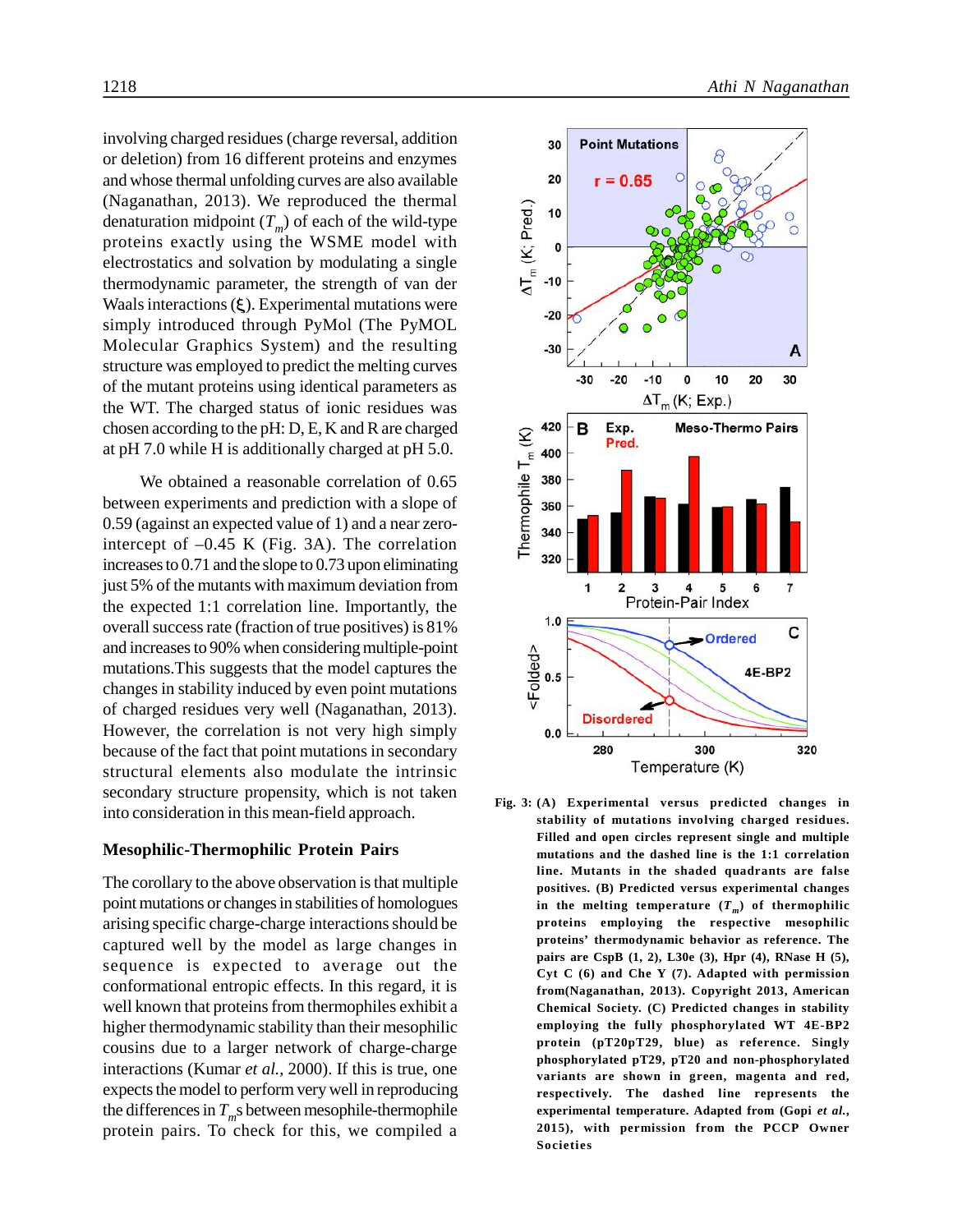involving charged residues (charge reversal, addition or deletion) from 16 different proteins and enzymes and whose thermal unfolding curves are also available (Naganathan, 2013). We reproduced the thermal denaturation midpoint ($T_m$) of each of the wild-type proteins exactly using the WSME model with electrostatics and solvation by modulating a single thermodynamic parameter, the strength of van der Waals interactions ($\xi$). Experimental mutations were simply introduced through PyMol (The PyMOL Molecular Graphics System) and the resulting structure was employed to predict the melting curves of the mutant proteins using identical parameters as the WT. The charged status of ionic residues was chosen according to the pH: D, E, K and R are charged at pH 7.0 while H is additionally charged at pH 5.0.

We obtained a reasonable correlation of 0.65 between experiments and prediction with a slope of 0.59 (against an expected value of 1) and a near zero-intercept of –0.45 K (Fig. 3A). The correlation increases to 0.71 and the slope to 0.73 upon eliminating just 5% of the mutants with maximum deviation from the expected 1:1 correlation line. Importantly, the overall success rate (fraction of true positives) is 81% and increases to 90% when considering multiple-point mutations. This suggests that the model captures the changes in stability induced by even point mutations of charged residues very well (Naganathan, 2013). However, the correlation is not very high simply because of the fact that point mutations in secondary structural elements also modulate the intrinsic secondary structure propensity, which is not taken into consideration in this mean-field approach.

## Mesophilic-Thermophilic Protein Pairs

The corollary to the above observation is that multiple point mutations or changes in stabilities of homologues arising specific charge-charge interactions should be captured well by the model as large changes in sequence is expected to average out the conformational entropic effects. In this regard, it is well known that proteins from thermophiles exhibit a higher thermodynamic stability than their mesophilic cousins due to a larger network of charge-charge interactions (Kumar *et al.*, 2000). If this is true, one expects the model to perform very well in reproducing the differences in $T_m$s between mesophile-thermophile protein pairs. To check for this, we compiled a

**Fig. 3: (A) Experimental versus predicted changes in stability of mutations involving charged residues. Filled and open circles represent single and multiple mutations and the dashed line is the 1:1 correlation line. Mutants in the shaded quadrants are false positives. (B) Predicted versus experimental changes in the melting temperature ($T_m$) of thermophilic proteins employing the respective mesophilic proteins' thermodynamic behavior as reference. The pairs are CspB (1, 2), L30e (3), Hpr (4), RNase H (5), Cyt C (6) and Che Y (7). Adapted with permission from(Naganathan, 2013). Copyright 2013, American Chemical Society. (C) Predicted changes in stability employing the fully phosphorylated WT 4E-BP2 protein (pT20pT29, blue) as reference. Singly phosphorylated pT29, pT20 and non-phosphorylated variants are shown in green, magenta and red, respectively. The dashed line represents the experimental temperature. Adapted from (Gopi *et al.*, 2015), with permission from the PCCP Owner Societies**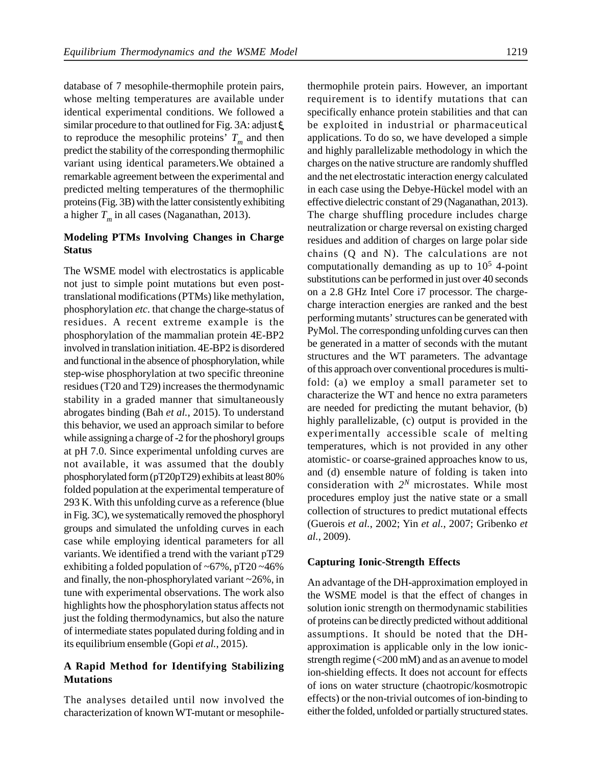database of 7 mesophile-thermophile protein pairs, whose melting temperatures are available under identical experimental conditions. We followed a similar procedure to that outlined for Fig. 3A: adjust $\xi$ to reproduce the mesophilic proteins' $T_m$ and then predict the stability of the corresponding thermophilic variant using identical parameters.We obtained a remarkable agreement between the experimental and predicted melting temperatures of the thermophilic proteins (Fig. 3B) with the latter consistently exhibiting a higher $T_m$ in all cases (Naganathan, 2013).

## Modeling PTMs Involving Changes in Charge Status

The WSME model with electrostatics is applicable not just to simple point mutations but even post-translational modifications (PTMs) like methylation, phosphorylation *etc*. that change the charge-status of residues. A recent extreme example is the phosphorylation of the mammalian protein 4E-BP2 involved in translation initiation. 4E-BP2 is disordered and functional in the absence of phosphorylation, while step-wise phosphorylation at two specific threonine residues (T20 and T29) increases the thermodynamic stability in a graded manner that simultaneously abrogates binding (Bah *et al.*, 2015). To understand this behavior, we used an approach similar to before while assigning a charge of -2 for the phoshoryl groups at pH 7.0. Since experimental unfolding curves are not available, it was assumed that the doubly phosphorylated form (pT20pT29) exhibits at least 80% folded population at the experimental temperature of 293 K. With this unfolding curve as a reference (blue in Fig. 3C), we systematically removed the phosphoryl groups and simulated the unfolding curves in each case while employing identical parameters for all variants. We identified a trend with the variant pT29 exhibiting a folded population of ~67%, pT20 ~46% and finally, the non-phosphorylated variant ~26%, in tune with experimental observations. The work also highlights how the phosphorylation status affects not just the folding thermodynamics, but also the nature of intermediate states populated during folding and in its equilibrium ensemble (Gopi *et al.*, 2015).

## A Rapid Method for Identifying Stabilizing Mutations

The analyses detailed until now involved the characterization of known WT-mutant or mesophile-thermophile protein pairs. However, an important requirement is to identify mutations that can specifically enhance protein stabilities and that can be exploited in industrial or pharmaceutical applications. To do so, we have developed a simple and highly parallelizable methodology in which the charges on the native structure are randomly shuffled and the net electrostatic interaction energy calculated in each case using the Debye-Hückel model with an effective dielectric constant of 29 (Naganathan, 2013). The charge shuffling procedure includes charge neutralization or charge reversal on existing charged residues and addition of charges on large polar side chains (Q and N). The calculations are not computationally demanding as up to $10^5$ 4-point substitutions can be performed in just over 40 seconds on a 2.8 GHz Intel Core i7 processor. The charge-charge interaction energies are ranked and the best performing mutants' structures can be generated with PyMol. The corresponding unfolding curves can then be generated in a matter of seconds with the mutant structures and the WT parameters. The advantage of this approach over conventional procedures is multi-fold: (a) we employ a small parameter set to characterize the WT and hence no extra parameters are needed for predicting the mutant behavior, (b) highly parallelizable, (c) output is provided in the experimentally accessible scale of melting temperatures, which is not provided in any other atomistic- or coarse-grained approaches know to us, and (d) ensemble nature of folding is taken into consideration with $2^N$ microstates. While most procedures employ just the native state or a small collection of structures to predict mutational effects (Guerois *et al.*, 2002; Yin *et al.*, 2007; Gribenko *et al.*, 2009).

## Capturing Ionic-Strength Effects

An advantage of the DH-approximation employed in the WSME model is that the effect of changes in solution ionic strength on thermodynamic stabilities of proteins can be directly predicted without additional assumptions. It should be noted that the DH-approximation is applicable only in the low ionic-strength regime (<200 mM) and as an avenue to model ion-shielding effects. It does not account for effects of ions on water structure (chaotropic/kosmotropic effects) or the non-trivial outcomes of ion-binding to either the folded, unfolded or partially structured states.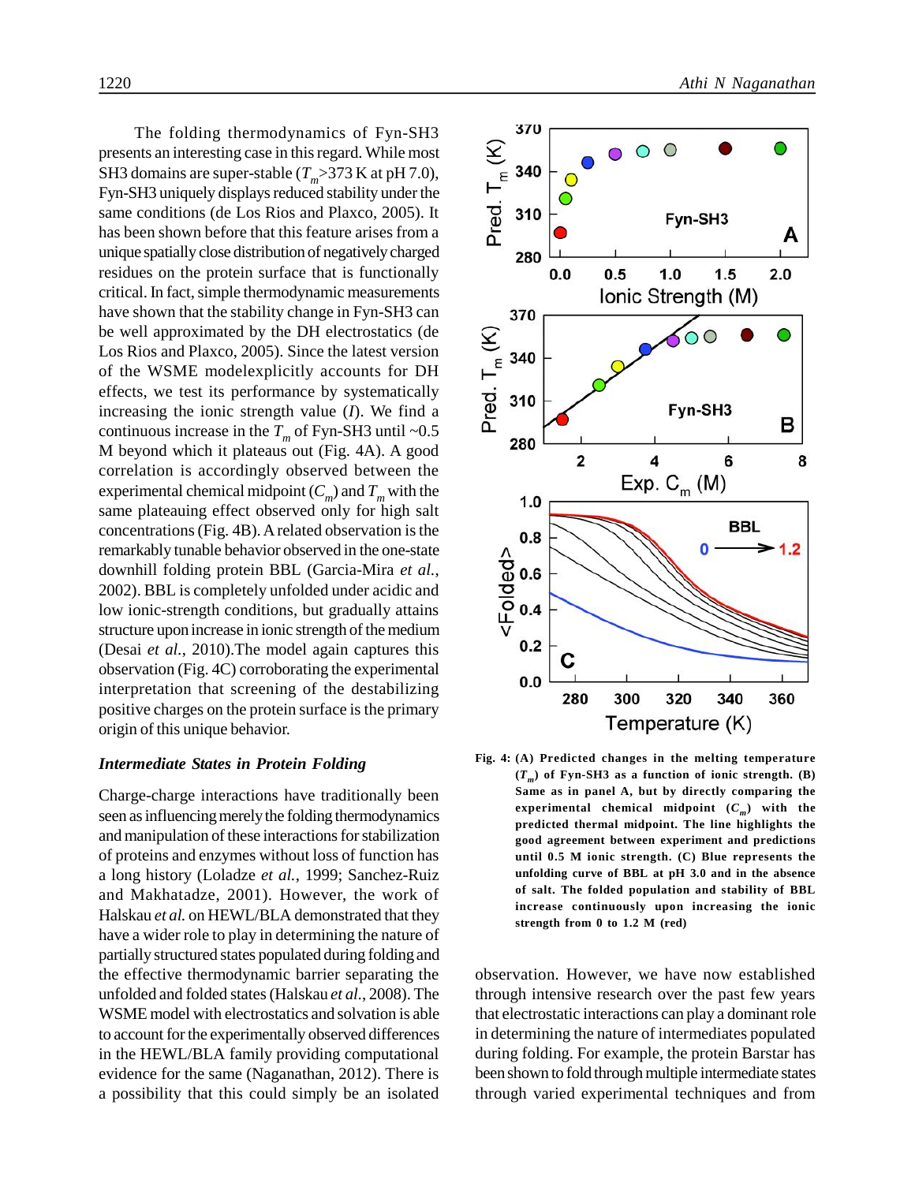The folding thermodynamics of Fyn-SH3 presents an interesting case in this regard. While most SH3 domains are super-stable ($T_m$>373 K at pH 7.0), Fyn-SH3 uniquely displays reduced stability under the same conditions (de Los Rios and Plaxco, 2005). It has been shown before that this feature arises from a unique spatially close distribution of negatively charged residues on the protein surface that is functionally critical. In fact, simple thermodynamic measurements have shown that the stability change in Fyn-SH3 can be well approximated by the DH electrostatics (de Los Rios and Plaxco, 2005). Since the latest version of the WSME modelexplicitly accounts for DH effects, we test its performance by systematically increasing the ionic strength value ($I$). We find a continuous increase in the $T_m$ of Fyn-SH3 until ~0.5 M beyond which it plateaus out (Fig. 4A). A good correlation is accordingly observed between the experimental chemical midpoint ($C_m$) and $T_m$ with the same plateauing effect observed only for high salt concentrations (Fig. 4B). A related observation is the remarkably tunable behavior observed in the one-state downhill folding protein BBL (Garcia-Mira *et al.*, 2002). BBL is completely unfolded under acidic and low ionic-strength conditions, but gradually attains structure upon increase in ionic strength of the medium (Desai *et al.*, 2010).The model again captures this observation (Fig. 4C) corroborating the experimental interpretation that screening of the destabilizing positive charges on the protein surface is the primary origin of this unique behavior.

**Fig. 4: (A) Predicted changes in the melting temperature ($T_m$) of Fyn-SH3 as a function of ionic strength. (B) Same as in panel A, but by directly comparing the experimental chemical midpoint ($C_m$) with the predicted thermal midpoint. The line highlights the good agreement between experiment and predictions until 0.5 M ionic strength. (C) Blue represents the unfolding curve of BBL at pH 3.0 and in the absence of salt. The folded population and stability of BBL increase continuously upon increasing the ionic strength from 0 to 1.2 M (red)**

### *Intermediate States in Protein Folding*

Charge-charge interactions have traditionally been seen as influencing merely the folding thermodynamics and manipulation of these interactions for stabilization of proteins and enzymes without loss of function has a long history (Loladze *et al.*, 1999; Sanchez-Ruiz and Makhatadze, 2001). However, the work of Halskau *et al.* on HEWL/BLA demonstrated that they have a wider role to play in determining the nature of partially structured states populated during folding and the effective thermodynamic barrier separating the unfolded and folded states (Halskau *et al.*, 2008). The WSME model with electrostatics and solvation is able to account for the experimentally observed differences in the HEWL/BLA family providing computational evidence for the same (Naganathan, 2012). There is a possibility that this could simply be an isolated observation. However, we have now established through intensive research over the past few years that electrostatic interactions can play a dominant role in determining the nature of intermediates populated during folding. For example, the protein Barstar has been shown to fold through multiple intermediate states through varied experimental techniques and from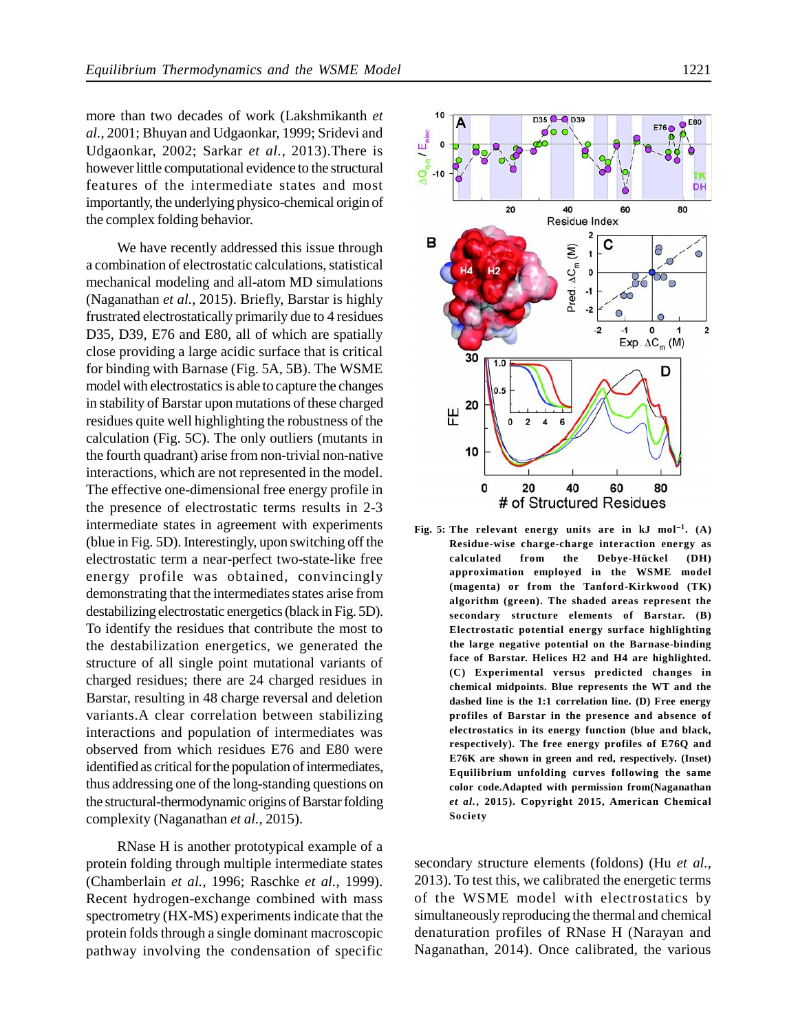more than two decades of work (Lakshmikanth *et al.*, 2001; Bhuyan and Udgaonkar, 1999; Sridevi and Udgaonkar, 2002; Sarkar *et al.*, 2013).There is however little computational evidence to the structural features of the intermediate states and most importantly, the underlying physico-chemical origin of the complex folding behavior.

We have recently addressed this issue through a combination of electrostatic calculations, statistical mechanical modeling and all-atom MD simulations (Naganathan *et al.*, 2015). Briefly, Barstar is highly frustrated electrostatically primarily due to 4 residues D35, D39, E76 and E80, all of which are spatially close providing a large acidic surface that is critical for binding with Barnase (Fig. 5A, 5B). The WSME model with electrostatics is able to capture the changes in stability of Barstar upon mutations of these charged residues quite well highlighting the robustness of the calculation (Fig. 5C). The only outliers (mutants in the fourth quadrant) arise from non-trivial non-native interactions, which are not represented in the model. The effective one-dimensional free energy profile in the presence of electrostatic terms results in 2-3 intermediate states in agreement with experiments (blue in Fig. 5D). Interestingly, upon switching off the electrostatic term a near-perfect two-state-like free energy profile was obtained, convincingly demonstrating that the intermediates states arise from destabilizing electrostatic energetics (black in Fig. 5D). To identify the residues that contribute the most to the destabilization energetics, we generated the structure of all single point mutational variants of charged residues; there are 24 charged residues in Barstar, resulting in 48 charge reversal and deletion variants.A clear correlation between stabilizing interactions and population of intermediates was observed from which residues E76 and E80 were identified as critical for the population of intermediates, thus addressing one of the long-standing questions on the structural-thermodynamic origins of Barstar folding complexity (Naganathan *et al.*, 2015).

**Fig. 5: The relevant energy units are in kJ mol$^{-1}$. (A) Residue-wise charge-charge interaction energy as calculated from the Debye-Hückel (DH) approximation employed in the WSME model (magenta) or from the Tanford-Kirkwood (TK) algorithm (green). The shaded areas represent the secondary structure elements of Barstar. (B) Electrostatic potential energy surface highlighting the large negative potential on the Barnase-binding face of Barstar. Helices H2 and H4 are highlighted. (C) Experimental versus predicted changes in chemical midpoints. Blue represents the WT and the dashed line is the 1:1 correlation line. (D) Free energy profiles of Barstar in the presence and absence of electrostatics in its energy function (blue and black, respectively). The free energy profiles of E76Q and E76K are shown in green and red, respectively. (Inset) Equilibrium unfolding curves following the same color code.Adapted with permission from(Naganathan *et al.*, 2015). Copyright 2015, American Chemical Society**

RNase H is another prototypical example of a protein folding through multiple intermediate states (Chamberlain *et al.*, 1996; Raschke *et al.*, 1999). Recent hydrogen-exchange combined with mass spectrometry (HX-MS) experiments indicate that the protein folds through a single dominant macroscopic pathway involving the condensation of specific secondary structure elements (foldons) (Hu *et al.*, 2013). To test this, we calibrated the energetic terms of the WSME model with electrostatics by simultaneously reproducing the thermal and chemical denaturation profiles of RNase H (Narayan and Naganathan, 2014). Once calibrated, the various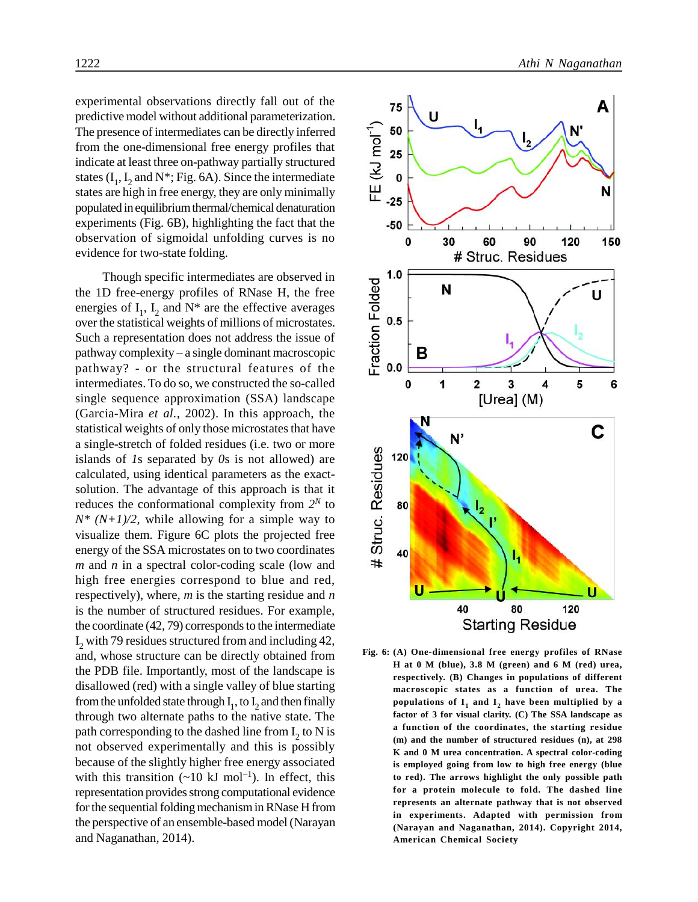experimental observations directly fall out of the predictive model without additional parameterization. The presence of intermediates can be directly inferred from the one-dimensional free energy profiles that indicate at least three on-pathway partially structured states ($I_1$, $I_2$ and N*; Fig. 6A). Since the intermediate states are high in free energy, they are only minimally populated in equilibrium thermal/chemical denaturation experiments (Fig. 6B), highlighting the fact that the observation of sigmoidal unfolding curves is no evidence for two-state folding.

Though specific intermediates are observed in the 1D free-energy profiles of RNase H, the free energies of $I_1$, $I_2$ and N* are the effective averages over the statistical weights of millions of microstates. Such a representation does not address the issue of pathway complexity – a single dominant macroscopic pathway? - or the structural features of the intermediates. To do so, we constructed the so-called single sequence approximation (SSA) landscape (Garcia-Mira *et al.*, 2002). In this approach, the statistical weights of only those microstates that have a single-stretch of folded residues (i.e. two or more islands of *1*s separated by *0*s is not allowed) are calculated, using identical parameters as the exact-solution. The advantage of this approach is that it reduces the conformational complexity from $2^N$ to $N^*(N+1)/2$, while allowing for a simple way to visualize them. Figure 6C plots the projected free energy of the SSA microstates on to two coordinates *m* and *n* in a spectral color-coding scale (low and high free energies correspond to blue and red, respectively), where, *m* is the starting residue and *n* is the number of structured residues. For example, the coordinate (42, 79) corresponds to the intermediate $I_2$ with 79 residues structured from and including 42, and, whose structure can be directly obtained from the PDB file. Importantly, most of the landscape is disallowed (red) with a single valley of blue starting from the unfolded state through $I_1$, to $I_2$ and then finally through two alternate paths to the native state. The path corresponding to the dashed line from $I_2$ to N is not observed experimentally and this is possibly because of the slightly higher free energy associated with this transition (~10 kJ mol$^{-1}$). In effect, this representation provides strong computational evidence for the sequential folding mechanism in RNase H from the perspective of an ensemble-based model (Narayan and Naganathan, 2014).

**Fig. 6: (A) One-dimensional free energy profiles of RNase H at 0 M (blue), 3.8 M (green) and 6 M (red) urea, respectively. (B) Changes in populations of different macroscopic states as a function of urea. The populations of $I_1$ and $I_2$ have been multiplied by a factor of 3 for visual clarity. (C) The SSA landscape as a function of the coordinates, the starting residue (m) and the number of structured residues (n), at 298 K and 0 M urea concentration. A spectral color-coding is employed going from low to high free energy (blue to red). The arrows highlight the only possible path for a protein molecule to fold. The dashed line represents an alternate pathway that is not observed in experiments. Adapted with permission from (Narayan and Naganathan, 2014). Copyright 2014, American Chemical Society**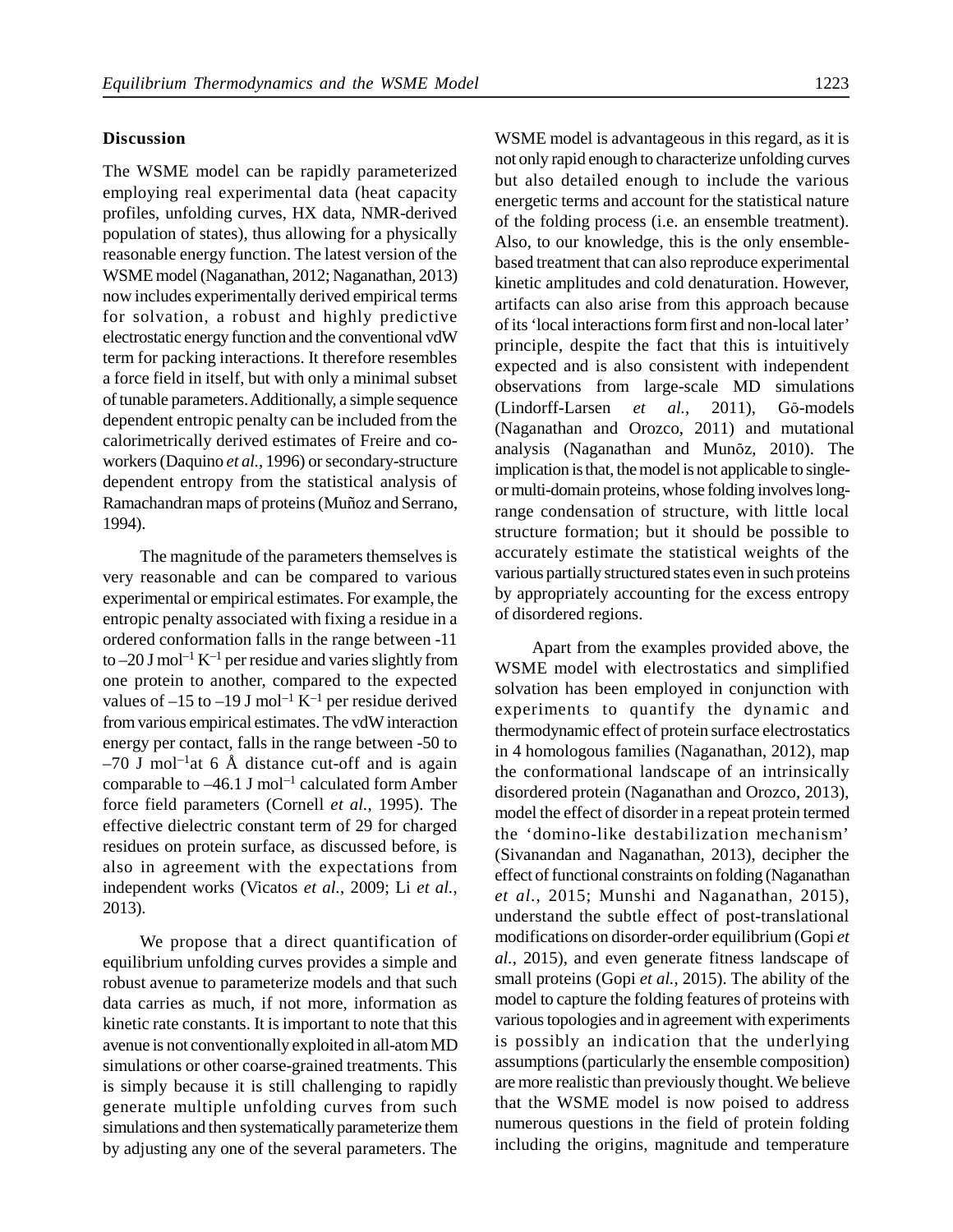## Discussion

The WSME model can be rapidly parameterized employing real experimental data (heat capacity profiles, unfolding curves, HX data, NMR-derived population of states), thus allowing for a physically reasonable energy function. The latest version of the WSME model (Naganathan, 2012; Naganathan, 2013) now includes experimentally derived empirical terms for solvation, a robust and highly predictive electrostatic energy function and the conventional vdW term for packing interactions. It therefore resembles a force field in itself, but with only a minimal subset of tunable parameters. Additionally, a simple sequence dependent entropic penalty can be included from the calorimetrically derived estimates of Freire and co-workers (Daquino *et al.*, 1996) or secondary-structure dependent entropy from the statistical analysis of Ramachandran maps of proteins (Muñoz and Serrano, 1994).

The magnitude of the parameters themselves is very reasonable and can be compared to various experimental or empirical estimates. For example, the entropic penalty associated with fixing a residue in a ordered conformation falls in the range between -11 to –20 J mol$^{-1}$ K$^{-1}$ per residue and varies slightly from one protein to another, compared to the expected values of –15 to –19 J mol$^{-1}$ K$^{-1}$ per residue derived from various empirical estimates. The vdW interaction energy per contact, falls in the range between -50 to –70 J mol$^{-1}$at 6 Å distance cut-off and is again comparable to –46.1 J mol$^{-1}$ calculated form Amber force field parameters (Cornell *et al.*, 1995). The effective dielectric constant term of 29 for charged residues on protein surface, as discussed before, is also in agreement with the expectations from independent works (Vicatos *et al.*, 2009; Li *et al.*, 2013).

We propose that a direct quantification of equilibrium unfolding curves provides a simple and robust avenue to parameterize models and that such data carries as much, if not more, information as kinetic rate constants. It is important to note that this avenue is not conventionally exploited in all-atom MD simulations or other coarse-grained treatments. This is simply because it is still challenging to rapidly generate multiple unfolding curves from such simulations and then systematically parameterize them by adjusting any one of the several parameters. The WSME model is advantageous in this regard, as it is not only rapid enough to characterize unfolding curves but also detailed enough to include the various energetic terms and account for the statistical nature of the folding process (i.e. an ensemble treatment). Also, to our knowledge, this is the only ensemble-based treatment that can also reproduce experimental kinetic amplitudes and cold denaturation. However, artifacts can also arise from this approach because of its 'local interactions form first and non-local later' principle, despite the fact that this is intuitively expected and is also consistent with independent observations from large-scale MD simulations (Lindorff-Larsen *et al.*, 2011), Gō-models (Naganathan and Orozco, 2011) and mutational analysis (Naganathan and Munõz, 2010). The implication is that, the model is not applicable to single- or multi-domain proteins, whose folding involves long-range condensation of structure, with little local structure formation; but it should be possible to accurately estimate the statistical weights of the various partially structured states even in such proteins by appropriately accounting for the excess entropy of disordered regions.

Apart from the examples provided above, the WSME model with electrostatics and simplified solvation has been employed in conjunction with experiments to quantify the dynamic and thermodynamic effect of protein surface electrostatics in 4 homologous families (Naganathan, 2012), map the conformational landscape of an intrinsically disordered protein (Naganathan and Orozco, 2013), model the effect of disorder in a repeat protein termed the 'domino-like destabilization mechanism' (Sivanandan and Naganathan, 2013), decipher the effect of functional constraints on folding (Naganathan *et al.*, 2015; Munshi and Naganathan, 2015), understand the subtle effect of post-translational modifications on disorder-order equilibrium (Gopi *et al.*, 2015), and even generate fitness landscape of small proteins (Gopi *et al.*, 2015). The ability of the model to capture the folding features of proteins with various topologies and in agreement with experiments is possibly an indication that the underlying assumptions (particularly the ensemble composition) are more realistic than previously thought. We believe that the WSME model is now poised to address numerous questions in the field of protein folding including the origins, magnitude and temperature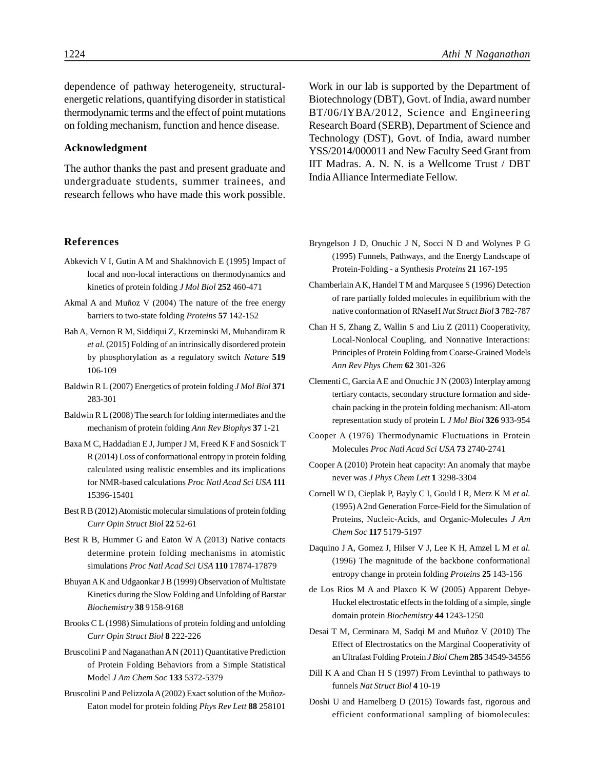dependence of pathway heterogeneity, structural-energetic relations, quantifying disorder in statistical thermodynamic terms and the effect of point mutations on folding mechanism, function and hence disease.

## Acknowledgment

The author thanks the past and present graduate and undergraduate students, summer trainees, and research fellows who have made this work possible. Work in our lab is supported by the Department of Biotechnology (DBT), Govt. of India, award number BT/06/IYBA/2012, Science and Engineering Research Board (SERB), Department of Science and Technology (DST), Govt. of India, award number YSS/2014/000011 and New Faculty Seed Grant from IIT Madras. A. N. N. is a Wellcome Trust / DBT India Alliance Intermediate Fellow.

## References

Abkevich V I, Gutin A M and Shakhnovich E (1995) Impact of local and non-local interactions on thermodynamics and kinetics of protein folding *J Mol Biol* **252** 460-471

Akmal A and Muñoz V (2004) The nature of the free energy barriers to two-state folding *Proteins* **57** 142-152

Bah A, Vernon R M, Siddiqui Z, Krzeminski M, Muhandiram R *et al.* (2015) Folding of an intrinsically disordered protein by phosphorylation as a regulatory switch *Nature* **519** 106-109

Baldwin R L (2007) Energetics of protein folding *J Mol Biol* **371** 283-301

Baldwin R L (2008) The search for folding intermediates and the mechanism of protein folding *Ann Rev Biophys* **37** 1-21

Baxa M C, Haddadian E J, Jumper J M, Freed K F and Sosnick T R (2014) Loss of conformational entropy in protein folding calculated using realistic ensembles and its implications for NMR-based calculations *Proc Natl Acad Sci USA* **111** 15396-15401

Best R B (2012) Atomistic molecular simulations of protein folding *Curr Opin Struct Biol* **22** 52-61

Best R B, Hummer G and Eaton W A (2013) Native contacts determine protein folding mechanisms in atomistic simulations *Proc Natl Acad Sci USA* **110** 17874-17879

Bhuyan A K and Udgaonkar J B (1999) Observation of Multistate Kinetics during the Slow Folding and Unfolding of Barstar *Biochemistry* **38** 9158-9168

Brooks C L (1998) Simulations of protein folding and unfolding *Curr Opin Struct Biol* **8** 222-226

Bruscolini P and Naganathan A N (2011) Quantitative Prediction of Protein Folding Behaviors from a Simple Statistical Model *J Am Chem Soc* **133** 5372-5379

Bruscolini P and Pelizzola A (2002) Exact solution of the Muñoz-Eaton model for protein folding *Phys Rev Lett* **88** 258101

Bryngelson J D, Onuchic J N, Socci N D and Wolynes P G (1995) Funnels, Pathways, and the Energy Landscape of Protein-Folding - a Synthesis *Proteins* **21** 167-195

Chamberlain A K, Handel T M and Marqusee S (1996) Detection of rare partially folded molecules in equilibrium with the native conformation of RNaseH *Nat Struct Biol* **3** 782-787

Chan H S, Zhang Z, Wallin S and Liu Z (2011) Cooperativity, Local-Nonlocal Coupling, and Nonnative Interactions: Principles of Protein Folding from Coarse-Grained Models *Ann Rev Phys Chem* **62** 301-326

Clementi C, Garcia A E and Onuchic J N (2003) Interplay among tertiary contacts, secondary structure formation and side-chain packing in the protein folding mechanism: All-atom representation study of protein L *J Mol Biol* **326** 933-954

Cooper A (1976) Thermodynamic Fluctuations in Protein Molecules *Proc Natl Acad Sci USA* **73** 2740-2741

Cooper A (2010) Protein heat capacity: An anomaly that maybe never was *J Phys Chem Lett* **1** 3298-3304

Cornell W D, Cieplak P, Bayly C I, Gould I R, Merz K M *et al.* (1995) A 2nd Generation Force-Field for the Simulation of Proteins, Nucleic-Acids, and Organic-Molecules *J Am Chem Soc* **117** 5179-5197

Daquino J A, Gomez J, Hilser V J, Lee K H, Amzel L M *et al.* (1996) The magnitude of the backbone conformational entropy change in protein folding *Proteins* **25** 143-156

de Los Rios M A and Plaxco K W (2005) Apparent Debye-Huckel electrostatic effects in the folding of a simple, single domain protein *Biochemistry* **44** 1243-1250

Desai T M, Cerminara M, Sadqi M and Muñoz V (2010) The Effect of Electrostatics on the Marginal Cooperativity of an Ultrafast Folding Protein *J Biol Chem* **285** 34549-34556

Dill K A and Chan H S (1997) From Levinthal to pathways to funnels *Nat Struct Biol* **4** 10-19

Doshi U and Hamelberg D (2015) Towards fast, rigorous and efficient conformational sampling of biomolecules: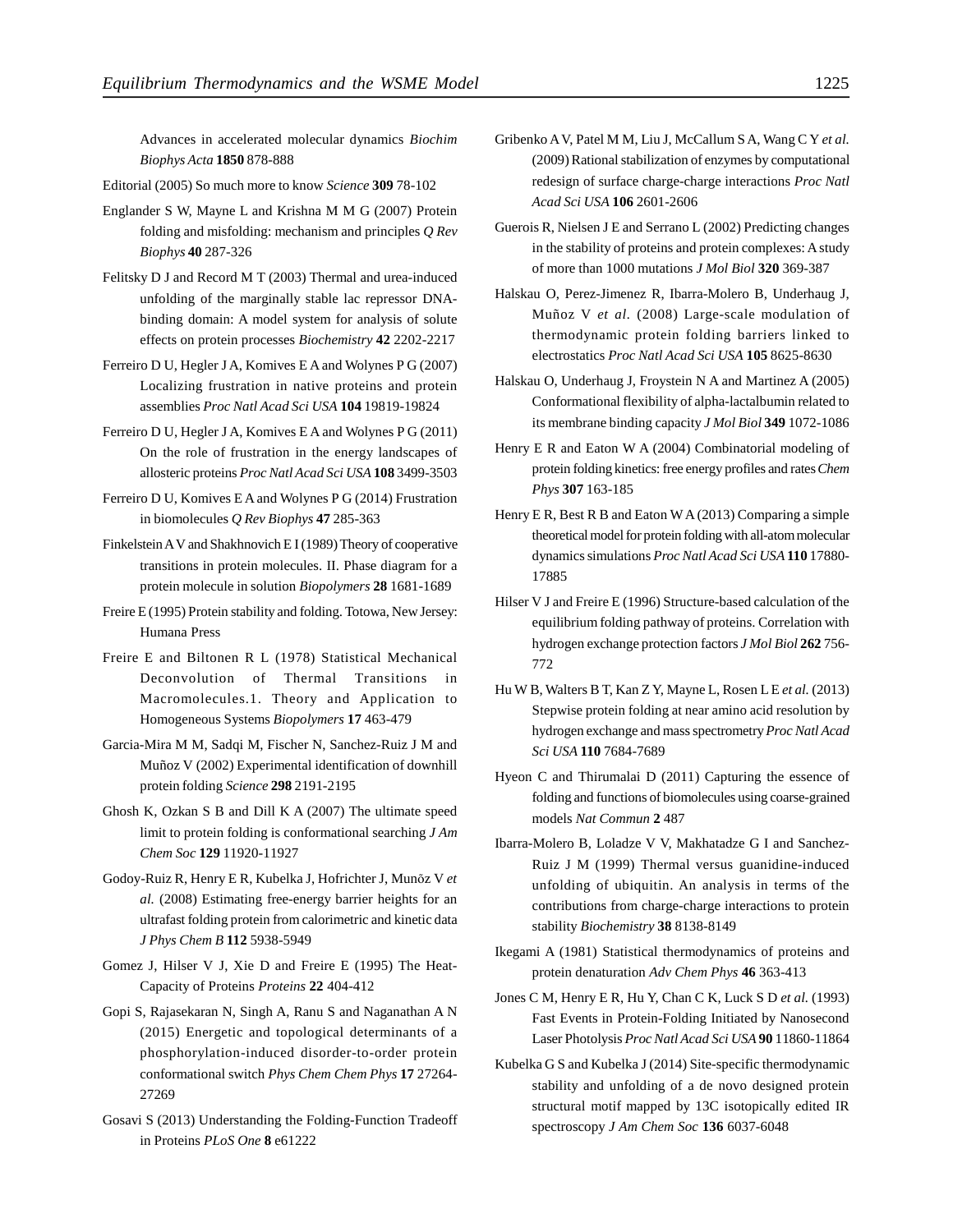Advances in accelerated molecular dynamics *Biochim Biophys Acta* **1850** 878-888

Editorial (2005) So much more to know *Science* **309** 78-102

Englander S W, Mayne L and Krishna M M G (2007) Protein folding and misfolding: mechanism and principles *Q Rev Biophys* **40** 287-326

Felitsky D J and Record M T (2003) Thermal and urea-induced unfolding of the marginally stable lac repressor DNA-binding domain: A model system for analysis of solute effects on protein processes *Biochemistry* **42** 2202-2217

Ferreiro D U, Hegler J A, Komives E A and Wolynes P G (2007) Localizing frustration in native proteins and protein assemblies *Proc Natl Acad Sci USA* **104** 19819-19824

Ferreiro D U, Hegler J A, Komives E A and Wolynes P G (2011) On the role of frustration in the energy landscapes of allosteric proteins *Proc Natl Acad Sci USA* **108** 3499-3503

Ferreiro D U, Komives E A and Wolynes P G (2014) Frustration in biomolecules *Q Rev Biophys* **47** 285-363

Finkelstein A V and Shakhnovich E I (1989) Theory of cooperative transitions in protein molecules. II. Phase diagram for a protein molecule in solution *Biopolymers* **28** 1681-1689

Freire E (1995) Protein stability and folding. Totowa, New Jersey: Humana Press

Freire E and Biltonen R L (1978) Statistical Mechanical Deconvolution of Thermal Transitions in Macromolecules.1. Theory and Application to Homogeneous Systems *Biopolymers* **17** 463-479

Garcia-Mira M M, Sadqi M, Fischer N, Sanchez-Ruiz J M and Muñoz V (2002) Experimental identification of downhill protein folding *Science* **298** 2191-2195

Ghosh K, Ozkan S B and Dill K A (2007) The ultimate speed limit to protein folding is conformational searching *J Am Chem Soc* **129** 11920-11927

Godoy-Ruiz R, Henry E R, Kubelka J, Hofrichter J, Munõz V *et al.* (2008) Estimating free-energy barrier heights for an ultrafast folding protein from calorimetric and kinetic data *J Phys Chem B* **112** 5938-5949

Gomez J, Hilser V J, Xie D and Freire E (1995) The Heat-Capacity of Proteins *Proteins* **22** 404-412

Gopi S, Rajasekaran N, Singh A, Ranu S and Naganathan A N (2015) Energetic and topological determinants of a phosphorylation-induced disorder-to-order protein conformational switch *Phys Chem Chem Phys* **17** 27264-27269

Gosavi S (2013) Understanding the Folding-Function Tradeoff in Proteins *PLoS One* **8** e61222

Gribenko A V, Patel M M, Liu J, McCallum S A, Wang C Y *et al.* (2009) Rational stabilization of enzymes by computational redesign of surface charge-charge interactions *Proc Natl Acad Sci USA* **106** 2601-2606

Guerois R, Nielsen J E and Serrano L (2002) Predicting changes in the stability of proteins and protein complexes: A study of more than 1000 mutations *J Mol Biol* **320** 369-387

Halskau O, Perez-Jimenez R, Ibarra-Molero B, Underhaug J, Muñoz V *et al.* (2008) Large-scale modulation of thermodynamic protein folding barriers linked to electrostatics *Proc Natl Acad Sci USA* **105** 8625-8630

Halskau O, Underhaug J, Froystein N A and Martinez A (2005) Conformational flexibility of alpha-lactalbumin related to its membrane binding capacity *J Mol Biol* **349** 1072-1086

Henry E R and Eaton W A (2004) Combinatorial modeling of protein folding kinetics: free energy profiles and rates *Chem Phys* **307** 163-185

Henry E R, Best R B and Eaton W A (2013) Comparing a simple theoretical model for protein folding with all-atom molecular dynamics simulations *Proc Natl Acad Sci USA* **110** 17880-17885

Hilser V J and Freire E (1996) Structure-based calculation of the equilibrium folding pathway of proteins. Correlation with hydrogen exchange protection factors *J Mol Biol* **262** 756-772

Hu W B, Walters B T, Kan Z Y, Mayne L, Rosen L E *et al.* (2013) Stepwise protein folding at near amino acid resolution by hydrogen exchange and mass spectrometry *Proc Natl Acad Sci USA* **110** 7684-7689

Hyeon C and Thirumalai D (2011) Capturing the essence of folding and functions of biomolecules using coarse-grained models *Nat Commun* **2** 487

Ibarra-Molero B, Loladze V V, Makhatadze G I and Sanchez-Ruiz J M (1999) Thermal versus guanidine-induced unfolding of ubiquitin. An analysis in terms of the contributions from charge-charge interactions to protein stability *Biochemistry* **38** 8138-8149

Ikegami A (1981) Statistical thermodynamics of proteins and protein denaturation *Adv Chem Phys* **46** 363-413

Jones C M, Henry E R, Hu Y, Chan C K, Luck S D *et al.* (1993) Fast Events in Protein-Folding Initiated by Nanosecond Laser Photolysis *Proc Natl Acad Sci USA* **90** 11860-11864

Kubelka G S and Kubelka J (2014) Site-specific thermodynamic stability and unfolding of a de novo designed protein structural motif mapped by 13C isotopically edited IR spectroscopy *J Am Chem Soc* **136** 6037-6048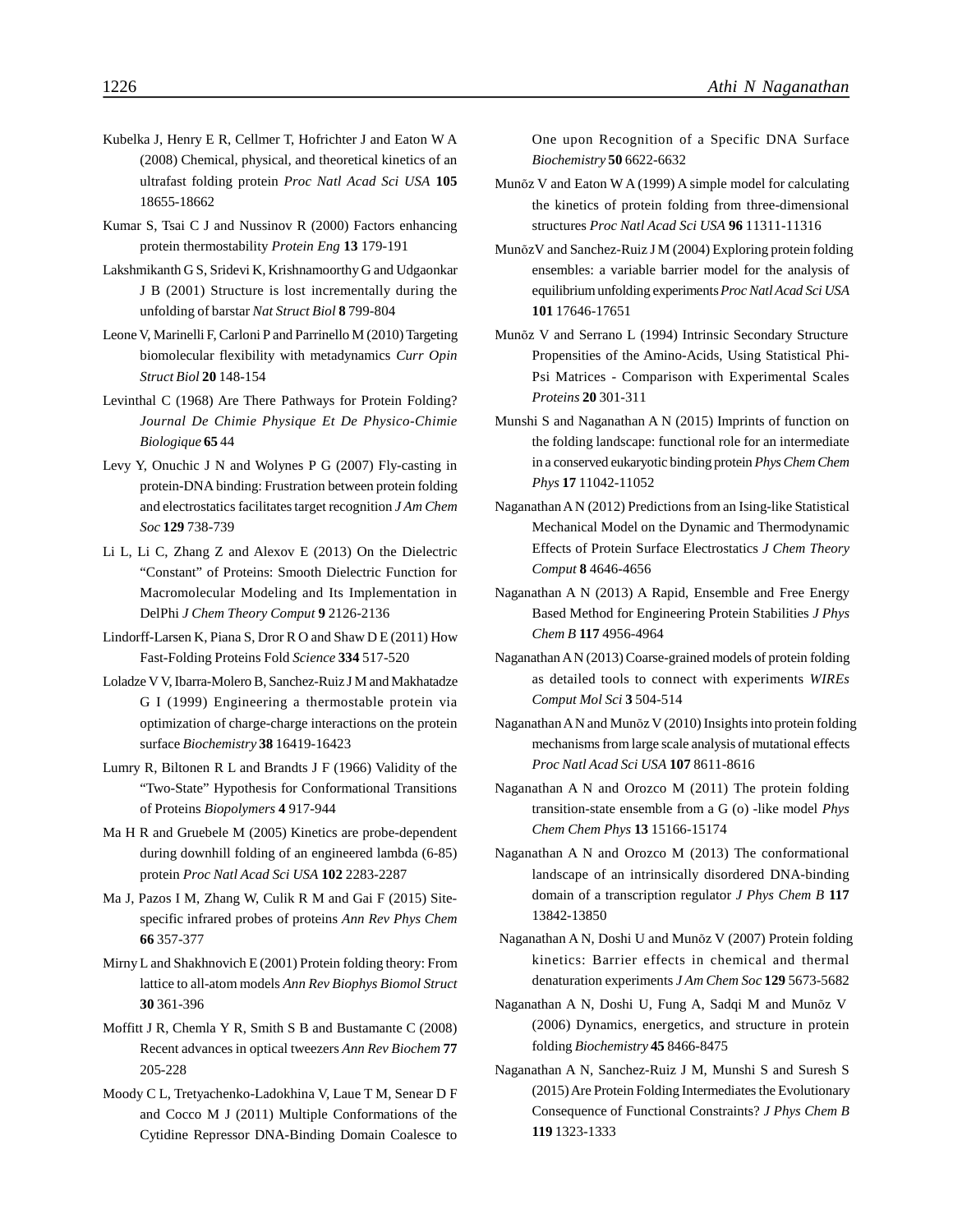Kubelka J, Henry E R, Cellmer T, Hofrichter J and Eaton W A (2008) Chemical, physical, and theoretical kinetics of an ultrafast folding protein *Proc Natl Acad Sci USA* **105** 18655-18662

Kumar S, Tsai C J and Nussinov R (2000) Factors enhancing protein thermostability *Protein Eng* **13** 179-191

Lakshmikanth G S, Sridevi K, Krishnamoorthy G and Udgaonkar J B (2001) Structure is lost incrementally during the unfolding of barstar *Nat Struct Biol* **8** 799-804

Leone V, Marinelli F, Carloni P and Parrinello M (2010) Targeting biomolecular flexibility with metadynamics *Curr Opin Struct Biol* **20** 148-154

Levinthal C (1968) Are There Pathways for Protein Folding? *Journal De Chimie Physique Et De Physico-Chimie Biologique* **65** 44

Levy Y, Onuchic J N and Wolynes P G (2007) Fly-casting in protein-DNA binding: Frustration between protein folding and electrostatics facilitates target recognition *J Am Chem Soc* **129** 738-739

Li L, Li C, Zhang Z and Alexov E (2013) On the Dielectric "Constant" of Proteins: Smooth Dielectric Function for Macromolecular Modeling and Its Implementation in DelPhi *J Chem Theory Comput* **9** 2126-2136

Lindorff-Larsen K, Piana S, Dror R O and Shaw D E (2011) How Fast-Folding Proteins Fold *Science* **334** 517-520

Loladze V V, Ibarra-Molero B, Sanchez-Ruiz J M and Makhatadze G I (1999) Engineering a thermostable protein via optimization of charge-charge interactions on the protein surface *Biochemistry* **38** 16419-16423

Lumry R, Biltonen R L and Brandts J F (1966) Validity of the "Two-State" Hypothesis for Conformational Transitions of Proteins *Biopolymers* **4** 917-944

Ma H R and Gruebele M (2005) Kinetics are probe-dependent during downhill folding of an engineered lambda (6-85) protein *Proc Natl Acad Sci USA* **102** 2283-2287

Ma J, Pazos I M, Zhang W, Culik R M and Gai F (2015) Site-specific infrared probes of proteins *Ann Rev Phys Chem* **66** 357-377

Mirny L and Shakhnovich E (2001) Protein folding theory: From lattice to all-atom models *Ann Rev Biophys Biomol Struct* **30** 361-396

Moffitt J R, Chemla Y R, Smith S B and Bustamante C (2008) Recent advances in optical tweezers *Ann Rev Biochem* **77** 205-228

Moody C L, Tretyachenko-Ladokhina V, Laue T M, Senear D F and Cocco M J (2011) Multiple Conformations of the Cytidine Repressor DNA-Binding Domain Coalesce to One upon Recognition of a Specific DNA Surface *Biochemistry* **50** 6622-6632

Munõz V and Eaton W A (1999) A simple model for calculating the kinetics of protein folding from three-dimensional structures *Proc Natl Acad Sci USA* **96** 11311-11316

MunõzV and Sanchez-Ruiz J M (2004) Exploring protein folding ensembles: a variable barrier model for the analysis of equilibrium unfolding experiments *Proc Natl Acad Sci USA* **101** 17646-17651

Munõz V and Serrano L (1994) Intrinsic Secondary Structure Propensities of the Amino-Acids, Using Statistical Phi-Psi Matrices - Comparison with Experimental Scales *Proteins* **20** 301-311

Munshi S and Naganathan A N (2015) Imprints of function on the folding landscape: functional role for an intermediate in a conserved eukaryotic binding protein *Phys Chem Chem Phys* **17** 11042-11052

Naganathan A N (2012) Predictions from an Ising-like Statistical Mechanical Model on the Dynamic and Thermodynamic Effects of Protein Surface Electrostatics *J Chem Theory Comput* **8** 4646-4656

Naganathan A N (2013) A Rapid, Ensemble and Free Energy Based Method for Engineering Protein Stabilities *J Phys Chem B* **117** 4956-4964

Naganathan A N (2013) Coarse-grained models of protein folding as detailed tools to connect with experiments *WIREs Comput Mol Sci* **3** 504-514

Naganathan A N and Munõz V (2010) Insights into protein folding mechanisms from large scale analysis of mutational effects *Proc Natl Acad Sci USA* **107** 8611-8616

Naganathan A N and Orozco M (2011) The protein folding transition-state ensemble from a G (o) -like model *Phys Chem Chem Phys* **13** 15166-15174

Naganathan A N and Orozco M (2013) The conformational landscape of an intrinsically disordered DNA-binding domain of a transcription regulator *J Phys Chem B* **117** 13842-13850

Naganathan A N, Doshi U and Munõz V (2007) Protein folding kinetics: Barrier effects in chemical and thermal denaturation experiments *J Am Chem Soc* **129** 5673-5682

Naganathan A N, Doshi U, Fung A, Sadqi M and Munõz V (2006) Dynamics, energetics, and structure in protein folding *Biochemistry* **45** 8466-8475

Naganathan A N, Sanchez-Ruiz J M, Munshi S and Suresh S (2015) Are Protein Folding Intermediates the Evolutionary Consequence of Functional Constraints? *J Phys Chem B* **119** 1323-1333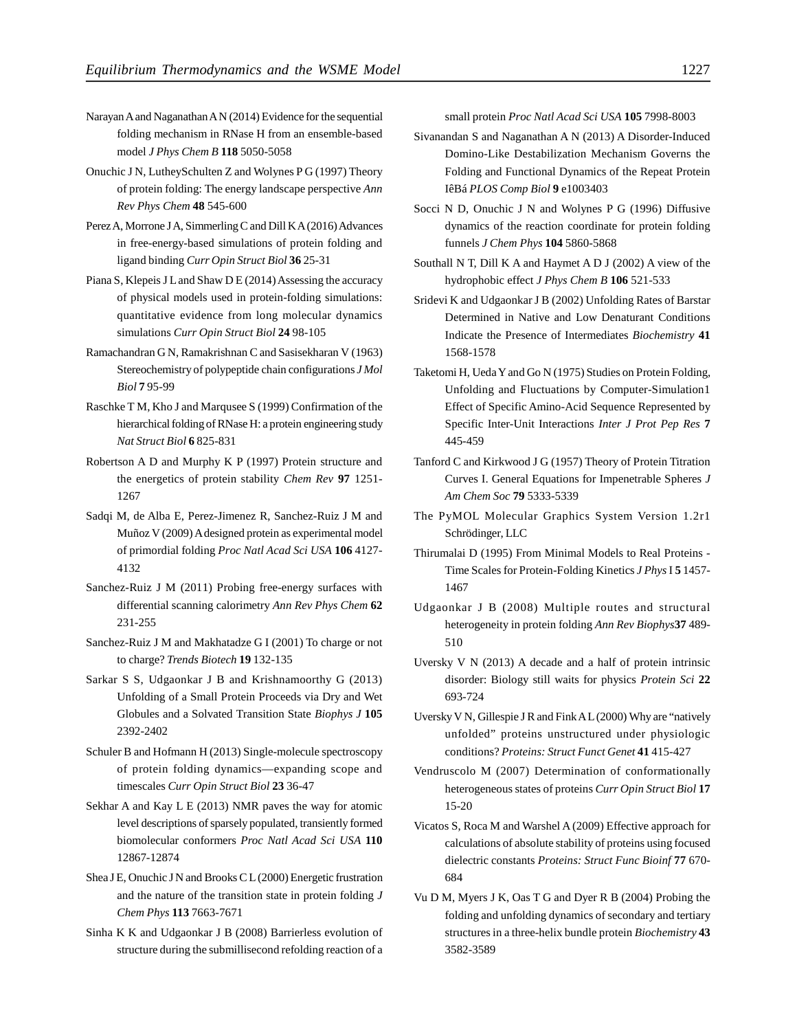Narayan A and Naganathan A N (2014) Evidence for the sequential folding mechanism in RNase H from an ensemble-based model *J Phys Chem B* **118** 5050-5058

Onuchic J N, LutheySchulten Z and Wolynes P G (1997) Theory of protein folding: The energy landscape perspective *Ann Rev Phys Chem* **48** 545-600

Perez A, Morrone J A, Simmerling C and Dill K A (2016) Advances in free-energy-based simulations of protein folding and ligand binding *Curr Opin Struct Biol* **36** 25-31

Piana S, Klepeis J L and Shaw D E (2014) Assessing the accuracy of physical models used in protein-folding simulations: quantitative evidence from long molecular dynamics simulations *Curr Opin Struct Biol* **24** 98-105

Ramachandran G N, Ramakrishnan C and Sasisekharan V (1963) Stereochemistry of polypeptide chain configurations *J Mol Biol* **7** 95-99

Raschke T M, Kho J and Marqusee S (1999) Confirmation of the hierarchical folding of RNase H: a protein engineering study *Nat Struct Biol* **6** 825-831

Robertson A D and Murphy K P (1997) Protein structure and the energetics of protein stability *Chem Rev* **97** 1251-1267

Sadqi M, de Alba E, Perez-Jimenez R, Sanchez-Ruiz J M and Muñoz V (2009) A designed protein as experimental model of primordial folding *Proc Natl Acad Sci USA* **106** 4127-4132

Sanchez-Ruiz J M (2011) Probing free-energy surfaces with differential scanning calorimetry *Ann Rev Phys Chem* **62** 231-255

Sanchez-Ruiz J M and Makhatadze G I (2001) To charge or not to charge? *Trends Biotech* **19** 132-135

Sarkar S S, Udgaonkar J B and Krishnamoorthy G (2013) Unfolding of a Small Protein Proceeds via Dry and Wet Globules and a Solvated Transition State *Biophys J* **105** 2392-2402

Schuler B and Hofmann H (2013) Single-molecule spectroscopy of protein folding dynamics—expanding scope and timescales *Curr Opin Struct Biol* **23** 36-47

Sekhar A and Kay L E (2013) NMR paves the way for atomic level descriptions of sparsely populated, transiently formed biomolecular conformers *Proc Natl Acad Sci USA* **110** 12867-12874

Shea J E, Onuchic J N and Brooks C L (2000) Energetic frustration and the nature of the transition state in protein folding *J Chem Phys* **113** 7663-7671

Sinha K K and Udgaonkar J B (2008) Barrierless evolution of structure during the submillisecond refolding reaction of a small protein *Proc Natl Acad Sci USA* **105** 7998-8003

Sivanandan S and Naganathan A N (2013) A Disorder-Induced Domino-Like Destabilization Mechanism Governs the Folding and Functional Dynamics of the Repeat Protein IêBá *PLOS Comp Biol* **9** e1003403

Socci N D, Onuchic J N and Wolynes P G (1996) Diffusive dynamics of the reaction coordinate for protein folding funnels *J Chem Phys* **104** 5860-5868

Southall N T, Dill K A and Haymet A D J (2002) A view of the hydrophobic effect *J Phys Chem B* **106** 521-533

Sridevi K and Udgaonkar J B (2002) Unfolding Rates of Barstar Determined in Native and Low Denaturant Conditions Indicate the Presence of Intermediates *Biochemistry* **41** 1568-1578

Taketomi H, Ueda Y and Go N (1975) Studies on Protein Folding, Unfolding and Fluctuations by Computer-Simulation1 Effect of Specific Amino-Acid Sequence Represented by Specific Inter-Unit Interactions *Inter J Prot Pep Res* **7** 445-459

Tanford C and Kirkwood J G (1957) Theory of Protein Titration Curves I. General Equations for Impenetrable Spheres *J Am Chem Soc* **79** 5333-5339

The PyMOL Molecular Graphics System Version 1.2r1 Schrödinger, LLC

Thirumalai D (1995) From Minimal Models to Real Proteins - Time Scales for Protein-Folding Kinetics *J Phys* I **5** 1457-1467

Udgaonkar J B (2008) Multiple routes and structural heterogeneity in protein folding *Ann Rev Biophys* **37** 489-510

Uversky V N (2013) A decade and a half of protein intrinsic disorder: Biology still waits for physics *Protein Sci* **22** 693-724

Uversky V N, Gillespie J R and Fink A L (2000) Why are "natively unfolded" proteins unstructured under physiologic conditions? *Proteins: Struct Funct Genet* **41** 415-427

Vendruscolo M (2007) Determination of conformationally heterogeneous states of proteins *Curr Opin Struct Biol* **17** 15-20

Vicatos S, Roca M and Warshel A (2009) Effective approach for calculations of absolute stability of proteins using focused dielectric constants *Proteins: Struct Func Bioinf* **77** 670-684

Vu D M, Myers J K, Oas T G and Dyer R B (2004) Probing the folding and unfolding dynamics of secondary and tertiary structures in a three-helix bundle protein *Biochemistry* **43** 3582-3589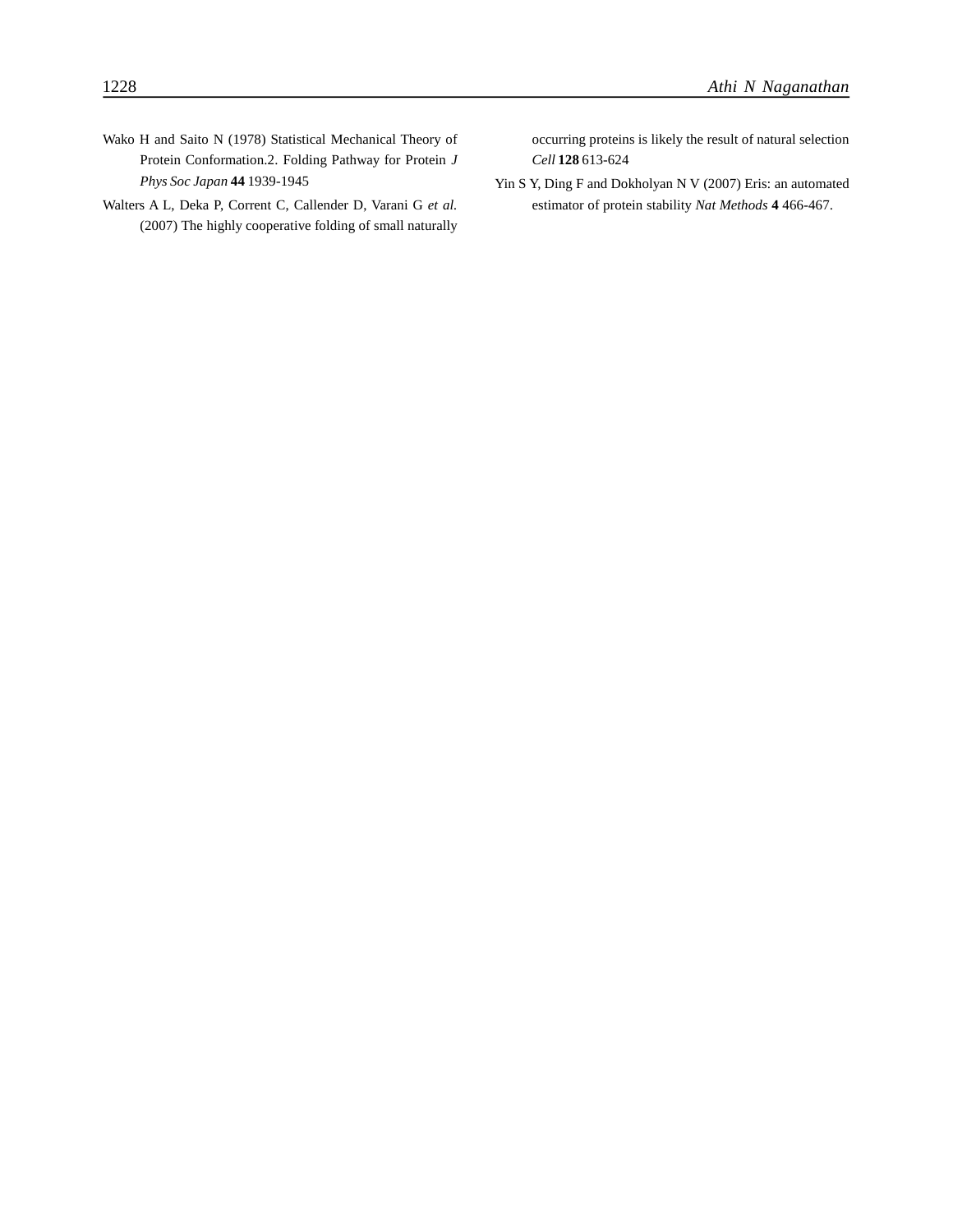Wako H and Saito N (1978) Statistical Mechanical Theory of Protein Conformation.2. Folding Pathway for Protein *J Phys Soc Japan* **44** 1939-1945

Walters A L, Deka P, Corrent C, Callender D, Varani G *et al.* (2007) The highly cooperative folding of small naturally occurring proteins is likely the result of natural selection *Cell* **128** 613-624

Yin S Y, Ding F and Dokholyan N V (2007) Eris: an automated estimator of protein stability *Nat Methods* **4** 466-467.